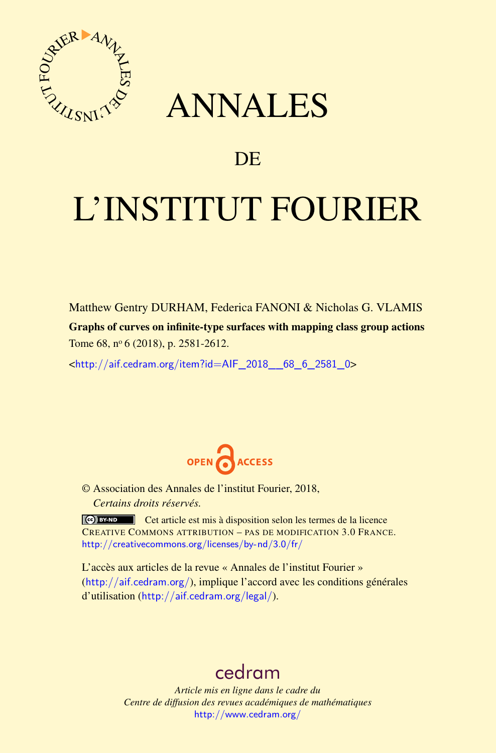# ANNALES

## DE

# L'INSTITUT FOURIER

Matthew Gentry DURHAM, Federica FANONI & Nicholas G. VLAMIS

**Graphs of curves on infinite-type surfaces with mapping class group actions**

Tome 68, nº 6 (2018), p. 2581-2612.

<http://aif.cedram.org/item?id=AIF_2018__68_6_2581_0>

OPEN ACCESS

© Association des Annales de l'institut Fourier, 2018,
*Certains droits réservés.*

Cet article est mis à disposition selon les termes de la licence
CREATIVE COMMONS ATTRIBUTION – PAS DE MODIFICATION 3.0 FRANCE.
http://creativecommons.org/licenses/by-nd/3.0/fr/

L'accès aux articles de la revue « Annales de l'institut Fourier »
(http://aif.cedram.org/), implique l'accord avec les conditions générales
d'utilisation (http://aif.cedram.org/legal/).

cedram

*Article mis en ligne dans le cadre du*
*Centre de diffusion des revues académiques de mathématiques*
http://www.cedram.org/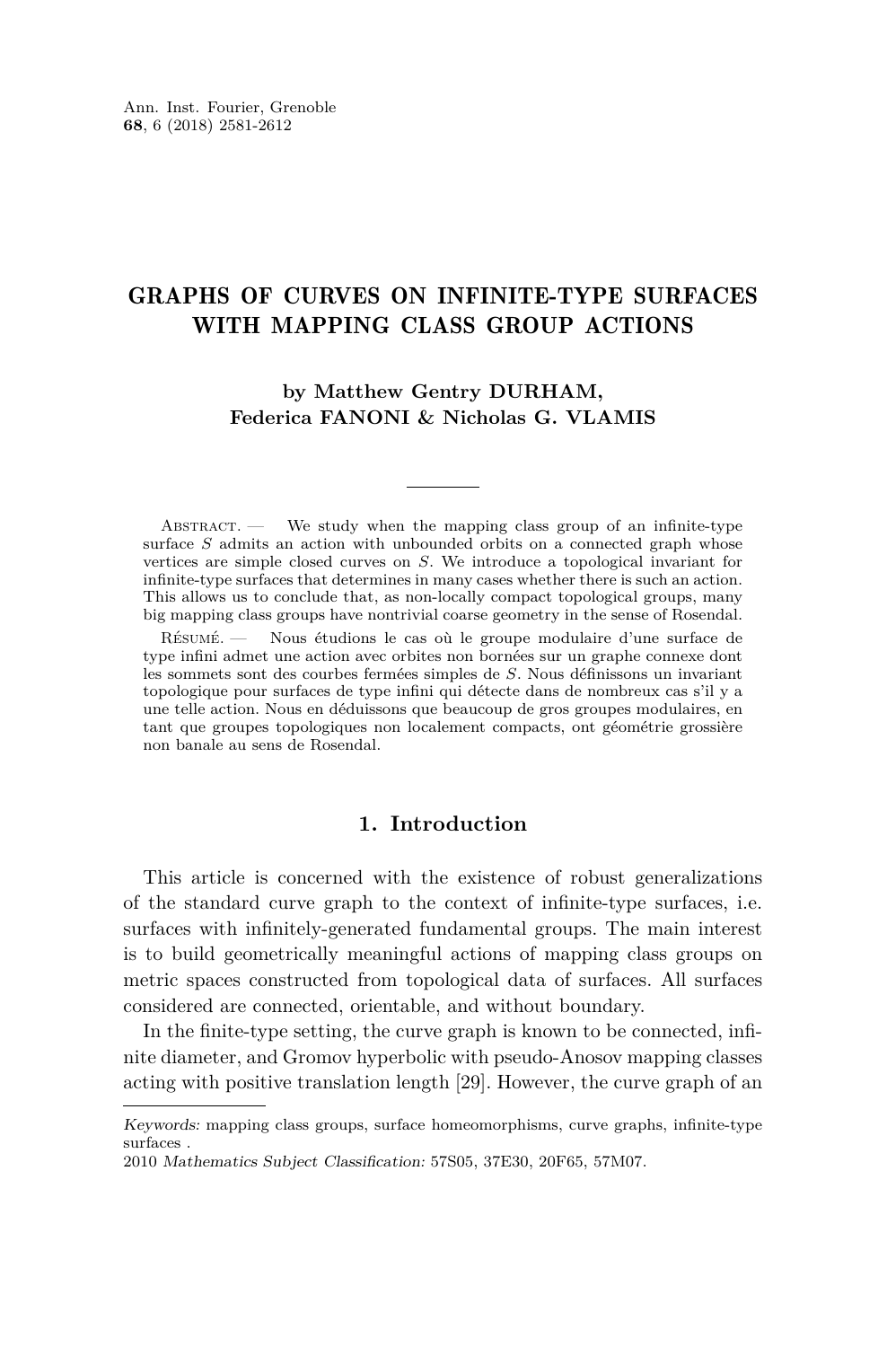# GRAPHS OF CURVES ON INFINITE-TYPE SURFACES WITH MAPPING CLASS GROUP ACTIONS

**by Matthew Gentry DURHAM, Federica FANONI & Nicholas G. VLAMIS**

Abstract. — We study when the mapping class group of an infinite-type surface $S$ admits an action with unbounded orbits on a connected graph whose vertices are simple closed curves on $S$. We introduce a topological invariant for infinite-type surfaces that determines in many cases whether there is such an action. This allows us to conclude that, as non-locally compact topological groups, many big mapping class groups have nontrivial coarse geometry in the sense of Rosendal.

Résumé. — Nous étudions le cas où le groupe modulaire d'une surface de type infini admet une action avec orbites non bornées sur un graphe connexe dont les sommets sont des courbes fermées simples de $S$. Nous définissons un invariant topologique pour surfaces de type infini qui détecte dans de nombreux cas s'il y a une telle action. Nous en déduissons que beaucoup de gros groupes modulaires, en tant que groupes topologiques non localement compacts, ont géométrie grossière non banale au sens de Rosendal.

## 1. Introduction

This article is concerned with the existence of robust generalizations of the standard curve graph to the context of infinite-type surfaces, i.e. surfaces with infinitely-generated fundamental groups. The main interest is to build geometrically meaningful actions of mapping class groups on metric spaces constructed from topological data of surfaces. All surfaces considered are connected, orientable, and without boundary.

In the finite-type setting, the curve graph is known to be connected, infinite diameter, and Gromov hyperbolic with pseudo-Anosov mapping classes acting with positive translation length [29]. However, the curve graph of an

*Keywords:* mapping class groups, surface homeomorphisms, curve graphs, infinite-type surfaces .
2010 *Mathematics Subject Classification:* 57S05, 37E30, 20F65, 57M07.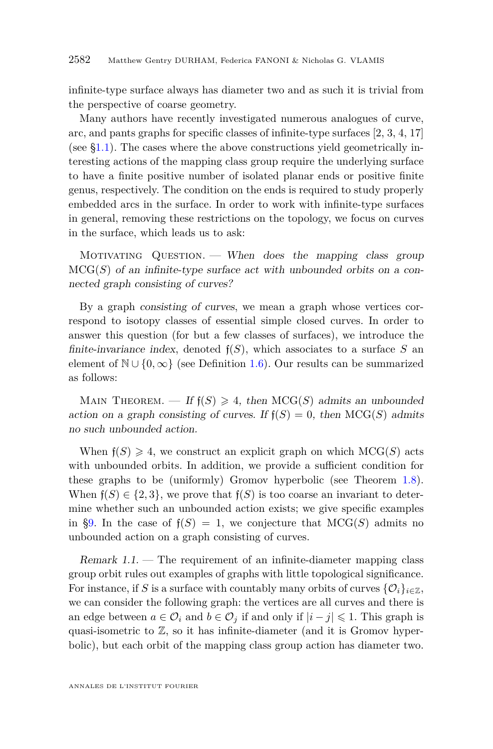infinite-type surface always has diameter two and as such it is trivial from the perspective of coarse geometry.

Many authors have recently investigated numerous analogues of curve, arc, and pants graphs for specific classes of infinite-type surfaces [2, 3, 4, 17] (see §1.1). The cases where the above constructions yield geometrically interesting actions of the mapping class group require the underlying surface to have a finite positive number of isolated planar ends or positive finite genus, respectively. The condition on the ends is required to study properly embedded arcs in the surface. In order to work with infinite-type surfaces in general, removing these restrictions on the topology, we focus on curves in the surface, which leads us to ask:

Motivating Question. — *When does the mapping class group* $\mathrm{MCG}(S)$ *of an infinite-type surface act with unbounded orbits on a connected graph consisting of curves?*

By a graph *consisting of curves*, we mean a graph whose vertices correspond to isotopy classes of essential simple closed curves. In order to answer this question (for but a few classes of surfaces), we introduce the *finite-invariance index*, denoted $\mathfrak{f}(S)$, which associates to a surface $S$ an element of $\mathbb{N} \cup \{0, \infty\}$ (see Definition 1.6). Our results can be summarized as follows:

Main Theorem. — *If* $\mathfrak{f}(S) \geqslant 4$*, then* $\mathrm{MCG}(S)$ *admits an unbounded action on a graph consisting of curves. If* $\mathfrak{f}(S) = 0$*, then* $\mathrm{MCG}(S)$ *admits no such unbounded action.*

When $\mathfrak{f}(S) \geqslant 4$, we construct an explicit graph on which $\mathrm{MCG}(S)$ acts with unbounded orbits. In addition, we provide a sufficient condition for these graphs to be (uniformly) Gromov hyperbolic (see Theorem 1.8). When $\mathfrak{f}(S) \in \{2, 3\}$, we prove that $\mathfrak{f}(S)$ is too coarse an invariant to determine whether such an unbounded action exists; we give specific examples in §9. In the case of $\mathfrak{f}(S) = 1$, we conjecture that $\mathrm{MCG}(S)$ admits no unbounded action on a graph consisting of curves.

*Remark 1.1.* — The requirement of an infinite-diameter mapping class group orbit rules out examples of graphs with little topological significance. For instance, if $S$ is a surface with countably many orbits of curves $\{\mathcal{O}_i\}_{i \in \mathbb{Z}}$, we can consider the following graph: the vertices are all curves and there is an edge between $a \in \mathcal{O}_i$ and $b \in \mathcal{O}_j$ if and only if $|i - j| \leqslant 1$. This graph is quasi-isometric to $\mathbb{Z}$, so it has infinite-diameter (and it is Gromov hyperbolic), but each orbit of the mapping class group action has diameter two.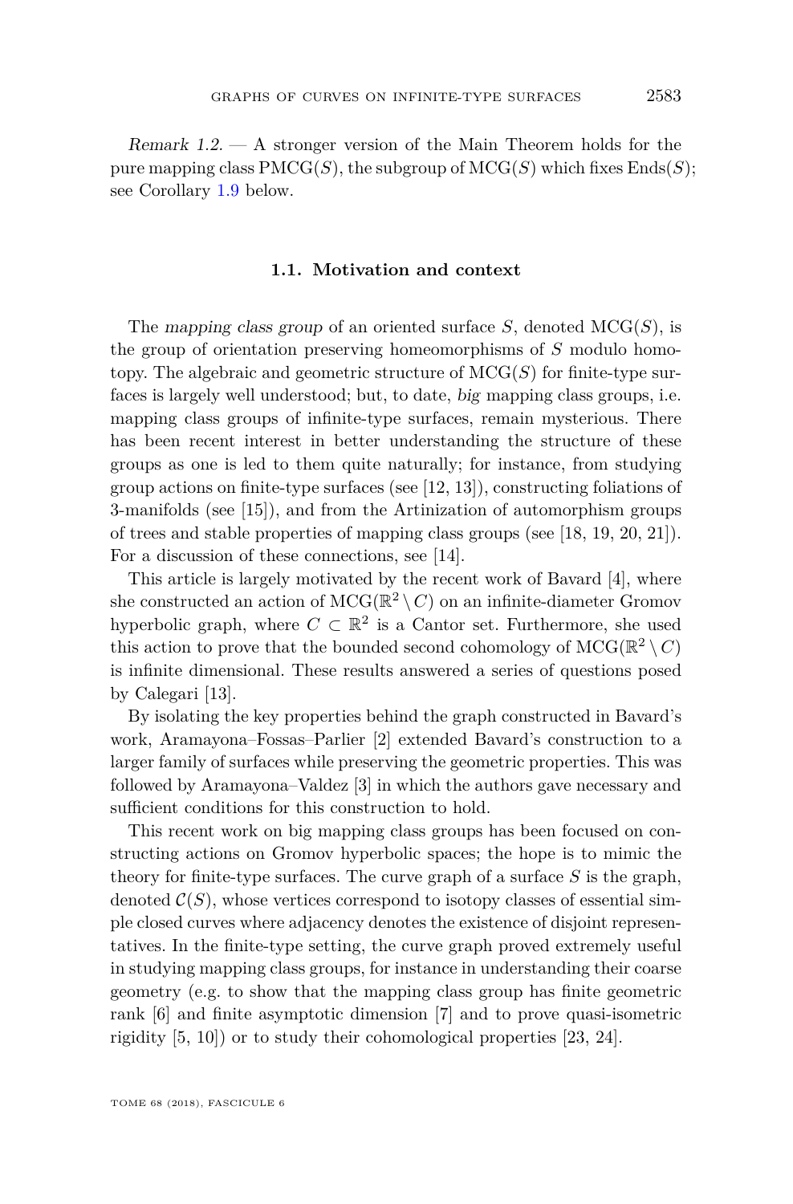*Remark 1.2.* — A stronger version of the Main Theorem holds for the pure mapping class $\mathrm{PMCG}(S)$, the subgroup of $\mathrm{MCG}(S)$ which fixes $\mathrm{Ends}(S)$; see Corollary 1.9 below.

### 1.1. Motivation and context

The *mapping class group* of an oriented surface $S$, denoted $\mathrm{MCG}(S)$, is the group of orientation preserving homeomorphisms of $S$ modulo homotopy. The algebraic and geometric structure of $\mathrm{MCG}(S)$ for finite-type surfaces is largely well understood; but, to date, *big* mapping class groups, i.e. mapping class groups of infinite-type surfaces, remain mysterious. There has been recent interest in better understanding the structure of these groups as one is led to them quite naturally; for instance, from studying group actions on finite-type surfaces (see [12, 13]), constructing foliations of 3-manifolds (see [15]), and from the Artinization of automorphism groups of trees and stable properties of mapping class groups (see [18, 19, 20, 21]). For a discussion of these connections, see [14].

This article is largely motivated by the recent work of Bavard [4], where she constructed an action of $\mathrm{MCG}(\mathbb{R}^2 \setminus C)$ on an infinite-diameter Gromov hyperbolic graph, where $C \subset \mathbb{R}^2$ is a Cantor set. Furthermore, she used this action to prove that the bounded second cohomology of $\mathrm{MCG}(\mathbb{R}^2 \setminus C)$ is infinite dimensional. These results answered a series of questions posed by Calegari [13].

By isolating the key properties behind the graph constructed in Bavard's work, Aramayona–Fossas–Parlier [2] extended Bavard's construction to a larger family of surfaces while preserving the geometric properties. This was followed by Aramayona–Valdez [3] in which the authors gave necessary and sufficient conditions for this construction to hold.

This recent work on big mapping class groups has been focused on constructing actions on Gromov hyperbolic spaces; the hope is to mimic the theory for finite-type surfaces. The curve graph of a surface $S$ is the graph, denoted $\mathcal{C}(S)$, whose vertices correspond to isotopy classes of essential simple closed curves where adjacency denotes the existence of disjoint representatives. In the finite-type setting, the curve graph proved extremely useful in studying mapping class groups, for instance in understanding their coarse geometry (e.g. to show that the mapping class group has finite geometric rank [6] and finite asymptotic dimension [7] and to prove quasi-isometric rigidity [5, 10]) or to study their cohomological properties [23, 24].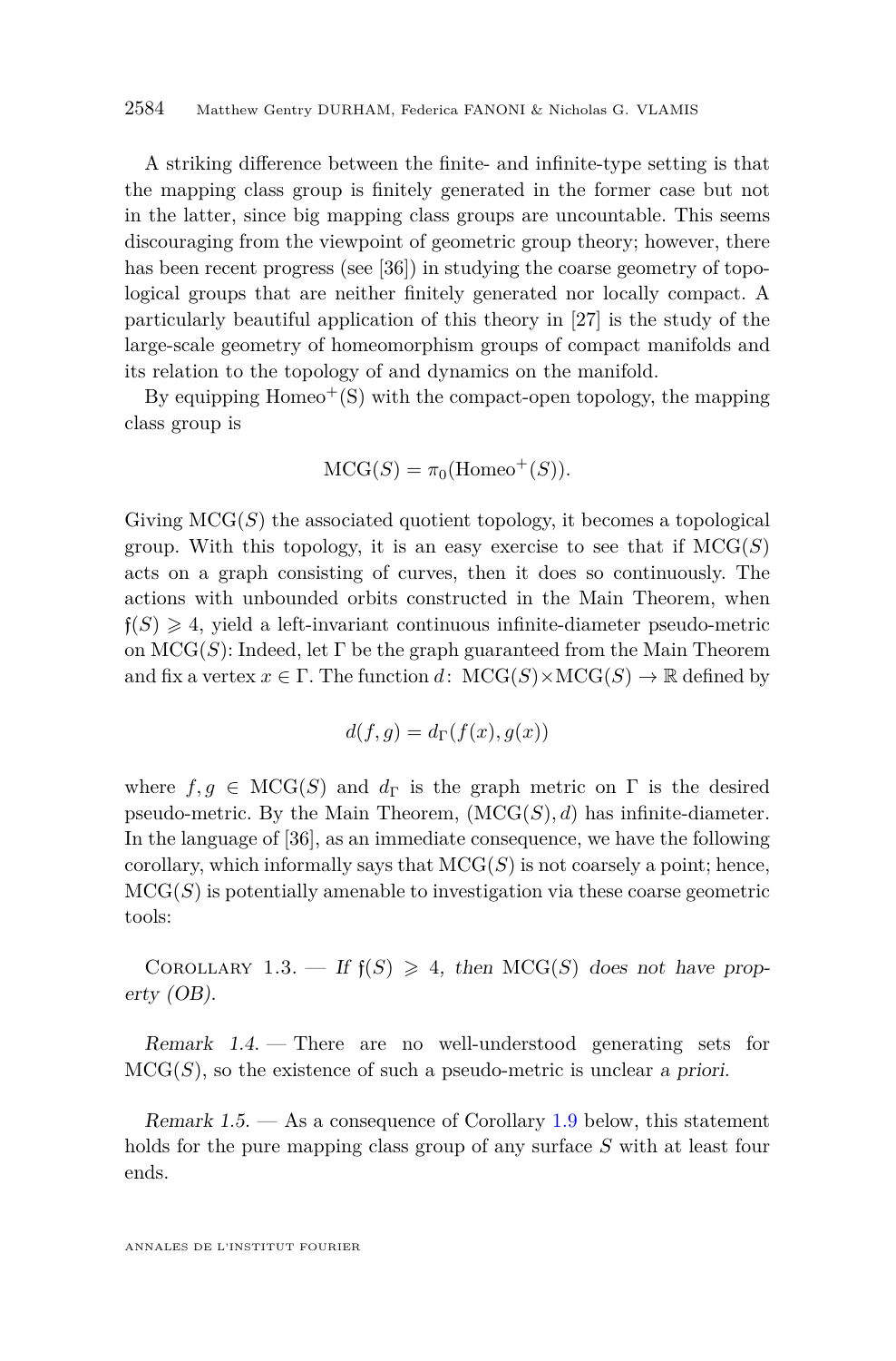A striking difference between the finite- and infinite-type setting is that the mapping class group is finitely generated in the former case but not in the latter, since big mapping class groups are uncountable. This seems discouraging from the viewpoint of geometric group theory; however, there has been recent progress (see [36]) in studying the coarse geometry of topological groups that are neither finitely generated nor locally compact. A particularly beautiful application of this theory in [27] is the study of the large-scale geometry of homeomorphism groups of compact manifolds and its relation to the topology of and dynamics on the manifold.

By equipping $\mathrm{Homeo}^+(\mathrm{S})$ with the compact-open topology, the mapping class group is

$$\mathrm{MCG}(S) = \pi_0(\mathrm{Homeo}^+(S)).$$

Giving $\mathrm{MCG}(S)$ the associated quotient topology, it becomes a topological group. With this topology, it is an easy exercise to see that if $\mathrm{MCG}(S)$ acts on a graph consisting of curves, then it does so continuously. The actions with unbounded orbits constructed in the Main Theorem, when $\mathfrak{f}(S) \geqslant 4$, yield a left-invariant continuous infinite-diameter pseudo-metric on $\mathrm{MCG}(S)$: Indeed, let $\Gamma$ be the graph guaranteed from the Main Theorem and fix a vertex $x \in \Gamma$. The function $d\colon \mathrm{MCG}(S) \times \mathrm{MCG}(S) \to \mathbb{R}$ defined by

$$d(f, g) = d_\Gamma(f(x), g(x))$$

where $f, g \in \mathrm{MCG}(S)$ and $d_\Gamma$ is the graph metric on $\Gamma$ is the desired pseudo-metric. By the Main Theorem, $(\mathrm{MCG}(S), d)$ has infinite-diameter. In the language of [36], as an immediate consequence, we have the following corollary, which informally says that $\mathrm{MCG}(S)$ is not coarsely a point; hence, $\mathrm{MCG}(S)$ is potentially amenable to investigation via these coarse geometric tools:

Corollary 1.3. — *If $\mathfrak{f}(S) \geqslant 4$, then $\mathrm{MCG}(S)$ does not have property (OB).*

*Remark 1.4.* — There are no well-understood generating sets for $\mathrm{MCG}(S)$, so the existence of such a pseudo-metric is unclear *a priori*.

*Remark 1.5.* — As a consequence of Corollary 1.9 below, this statement holds for the pure mapping class group of any surface $S$ with at least four ends.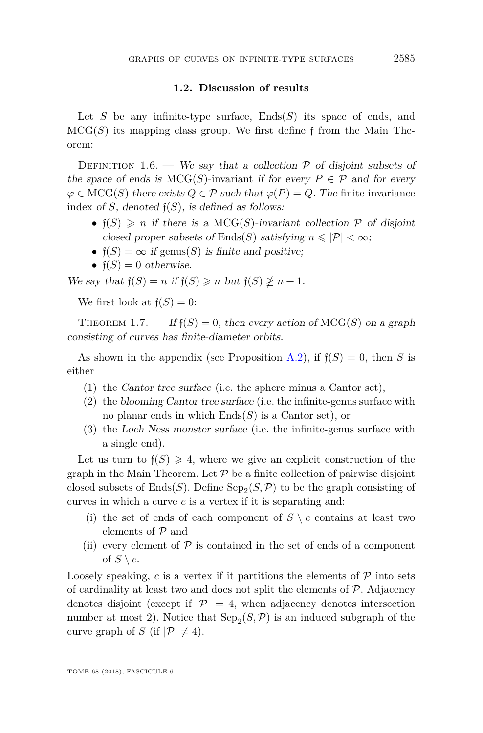### 1.2. Discussion of results

Let $S$ be any infinite-type surface, $\mathrm{Ends}(S)$ its space of ends, and $\mathrm{MCG}(S)$ its mapping class group. We first define $\mathfrak{f}$ from the Main Theorem:

Definition 1.6. — *We say that a collection $\mathcal{P}$ of disjoint subsets of the space of ends is* $\mathrm{MCG}(S)$-invariant *if for every $P \in \mathcal{P}$ and for every $\varphi \in \mathrm{MCG}(S)$ there exists $Q \in \mathcal{P}$ such that $\varphi(P) = Q$. The* finite-invariance index *of $S$, denoted $\mathfrak{f}(S)$, is defined as follows:*

- *$\mathfrak{f}(S) \geqslant n$ if there is a $\mathrm{MCG}(S)$-invariant collection $\mathcal{P}$ of disjoint closed proper subsets of $\mathrm{Ends}(S)$ satisfying $n \leqslant |\mathcal{P}| < \infty$;*
- *$\mathfrak{f}(S) = \infty$ if $\mathrm{genus}(S)$ is finite and positive;*
- *$\mathfrak{f}(S) = 0$ otherwise.*

*We say that $\mathfrak{f}(S) = n$ if $\mathfrak{f}(S) \geqslant n$ but $\mathfrak{f}(S) \ngeqslant n + 1$.*

We first look at $\mathfrak{f}(S) = 0$:

Theorem 1.7. — *If $\mathfrak{f}(S) = 0$, then every action of $\mathrm{MCG}(S)$ on a graph consisting of curves has finite-diameter orbits.*

As shown in the appendix (see Proposition A.2), if $\mathfrak{f}(S) = 0$, then $S$ is either

1. the *Cantor tree surface* (i.e. the sphere minus a Cantor set),
2. the *blooming Cantor tree surface* (i.e. the infinite-genus surface with no planar ends in which $\mathrm{Ends}(S)$ is a Cantor set), or
3. the *Loch Ness monster surface* (i.e. the infinite-genus surface with a single end).

Let us turn to $\mathfrak{f}(S) \geqslant 4$, where we give an explicit construction of the graph in the Main Theorem. Let $\mathcal{P}$ be a finite collection of pairwise disjoint closed subsets of $\mathrm{Ends}(S)$. Define $\mathrm{Sep}_2(S, \mathcal{P})$ to be the graph consisting of curves in which a curve $c$ is a vertex if it is separating and:

(i) the set of ends of each component of $S \setminus c$ contains at least two elements of $\mathcal{P}$ and

(ii) every element of $\mathcal{P}$ is contained in the set of ends of a component of $S \setminus c$.

Loosely speaking, $c$ is a vertex if it partitions the elements of $\mathcal{P}$ into sets of cardinality at least two and does not split the elements of $\mathcal{P}$. Adjacency denotes disjoint (except if $|\mathcal{P}| = 4$, when adjacency denotes intersection number at most 2). Notice that $\mathrm{Sep}_2(S, \mathcal{P})$ is an induced subgraph of the curve graph of $S$ (if $|\mathcal{P}| \neq 4$).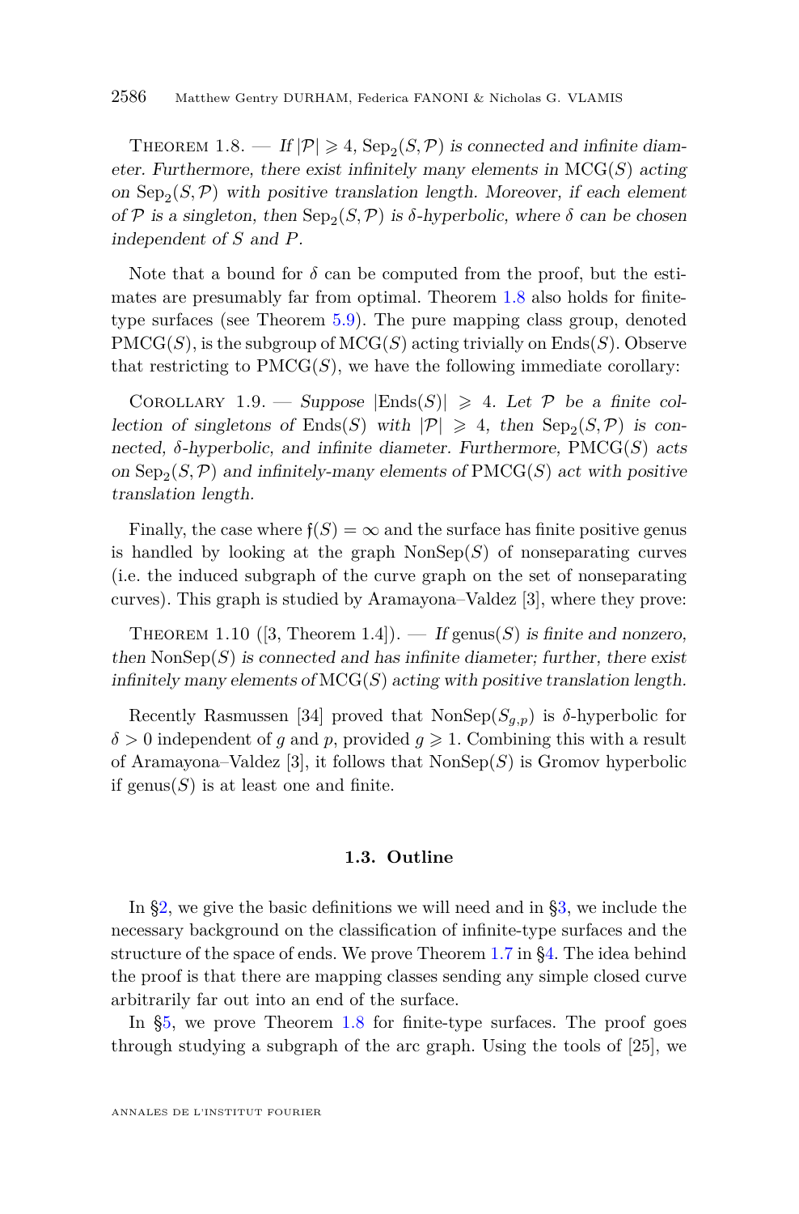Theorem 1.8. — *If $|\mathcal{P}| \geqslant 4$, $\mathrm{Sep}_2(S,\mathcal{P})$ is connected and infinite diameter. Furthermore, there exist infinitely many elements in $\mathrm{MCG}(S)$ acting on $\mathrm{Sep}_2(S,\mathcal{P})$ with positive translation length. Moreover, if each element of $\mathcal{P}$ is a singleton, then $\mathrm{Sep}_2(S,\mathcal{P})$ is $\delta$-hyperbolic, where $\delta$ can be chosen independent of $S$ and $P$.*

Note that a bound for $\delta$ can be computed from the proof, but the estimates are presumably far from optimal. Theorem 1.8 also holds for finite-type surfaces (see Theorem 5.9). The pure mapping class group, denoted $\mathrm{PMCG}(S)$, is the subgroup of $\mathrm{MCG}(S)$ acting trivially on $\mathrm{Ends}(S)$. Observe that restricting to $\mathrm{PMCG}(S)$, we have the following immediate corollary:

Corollary 1.9. — *Suppose $|\mathrm{Ends}(S)| \geqslant 4$. Let $\mathcal{P}$ be a finite collection of singletons of $\mathrm{Ends}(S)$ with $|\mathcal{P}| \geqslant 4$, then $\mathrm{Sep}_2(S,\mathcal{P})$ is connected, $\delta$-hyperbolic, and infinite diameter. Furthermore, $\mathrm{PMCG}(S)$ acts on $\mathrm{Sep}_2(S,\mathcal{P})$ and infinitely-many elements of $\mathrm{PMCG}(S)$ act with positive translation length.*

Finally, the case where $\mathfrak{f}(S) = \infty$ and the surface has finite positive genus is handled by looking at the graph $\mathrm{NonSep}(S)$ of nonseparating curves (i.e. the induced subgraph of the curve graph on the set of nonseparating curves). This graph is studied by Aramayona–Valdez [3], where they prove:

Theorem 1.10 ([3, Theorem 1.4]). — *If $\mathrm{genus}(S)$ is finite and nonzero, then $\mathrm{NonSep}(S)$ is connected and has infinite diameter; further, there exist infinitely many elements of $\mathrm{MCG}(S)$ acting with positive translation length.*

Recently Rasmussen [34] proved that $\mathrm{NonSep}(S_{g,p})$ is $\delta$-hyperbolic for $\delta > 0$ independent of $g$ and $p$, provided $g \geqslant 1$. Combining this with a result of Aramayona–Valdez [3], it follows that $\mathrm{NonSep}(S)$ is Gromov hyperbolic if $\mathrm{genus}(S)$ is at least one and finite.

### 1.3. Outline

In §2, we give the basic definitions we will need and in §3, we include the necessary background on the classification of infinite-type surfaces and the structure of the space of ends. We prove Theorem 1.7 in §4. The idea behind the proof is that there are mapping classes sending any simple closed curve arbitrarily far out into an end of the surface.

In §5, we prove Theorem 1.8 for finite-type surfaces. The proof goes through studying a subgraph of the arc graph. Using the tools of [25], we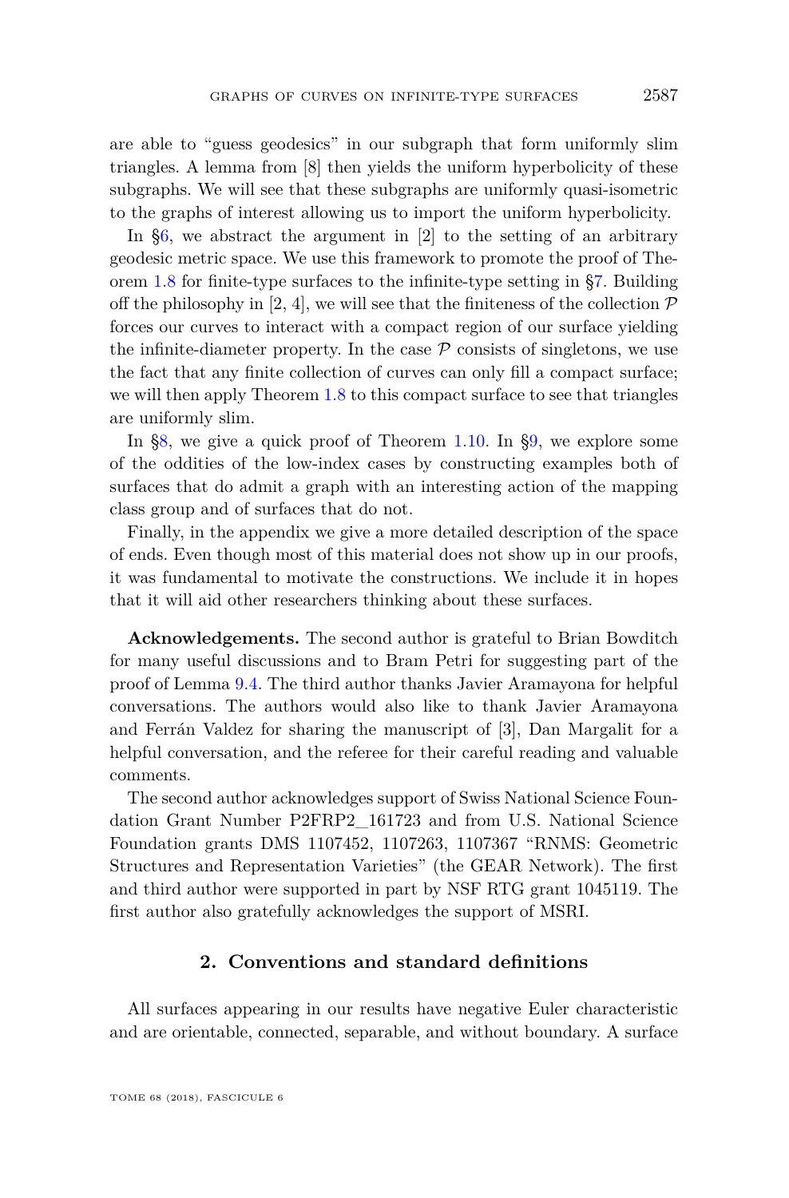are able to "guess geodesics" in our subgraph that form uniformly slim triangles. A lemma from [8] then yields the uniform hyperbolicity of these subgraphs. We will see that these subgraphs are uniformly quasi-isometric to the graphs of interest allowing us to import the uniform hyperbolicity.

In §6, we abstract the argument in [2] to the setting of an arbitrary geodesic metric space. We use this framework to promote the proof of Theorem 1.8 for finite-type surfaces to the infinite-type setting in §7. Building off the philosophy in [2, 4], we will see that the finiteness of the collection $\mathcal{P}$ forces our curves to interact with a compact region of our surface yielding the infinite-diameter property. In the case $\mathcal{P}$ consists of singletons, we use the fact that any finite collection of curves can only fill a compact surface; we will then apply Theorem 1.8 to this compact surface to see that triangles are uniformly slim.

In §8, we give a quick proof of Theorem 1.10. In §9, we explore some of the oddities of the low-index cases by constructing examples both of surfaces that do admit a graph with an interesting action of the mapping class group and of surfaces that do not.

Finally, in the appendix we give a more detailed description of the space of ends. Even though most of this material does not show up in our proofs, it was fundamental to motivate the constructions. We include it in hopes that it will aid other researchers thinking about these surfaces.

**Acknowledgements.** The second author is grateful to Brian Bowditch for many useful discussions and to Bram Petri for suggesting part of the proof of Lemma 9.4. The third author thanks Javier Aramayona for helpful conversations. The authors would also like to thank Javier Aramayona and Ferrán Valdez for sharing the manuscript of [3], Dan Margalit for a helpful conversation, and the referee for their careful reading and valuable comments.

The second author acknowledges support of Swiss National Science Foundation Grant Number P2FRP2_161723 and from U.S. National Science Foundation grants DMS 1107452, 1107263, 1107367 "RNMS: Geometric Structures and Representation Varieties" (the GEAR Network). The first and third author were supported in part by NSF RTG grant 1045119. The first author also gratefully acknowledges the support of MSRI.

## 2. Conventions and standard definitions

All surfaces appearing in our results have negative Euler characteristic and are orientable, connected, separable, and without boundary. A surface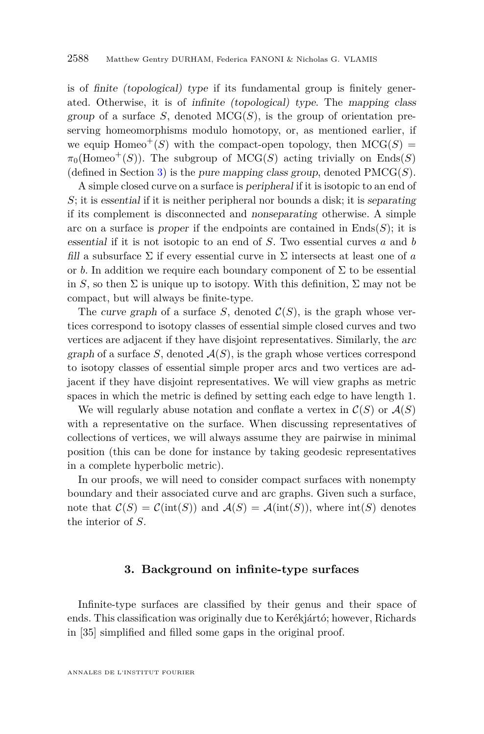is of *finite (topological) type* if its fundamental group is finitely generated. Otherwise, it is of *infinite (topological) type*. The *mapping class group* of a surface $S$, denoted $\mathrm{MCG}(S)$, is the group of orientation preserving homeomorphisms modulo homotopy, or, as mentioned earlier, if we equip $\mathrm{Homeo}^+(S)$ with the compact-open topology, then $\mathrm{MCG}(S) = \pi_0(\mathrm{Homeo}^+(S))$. The subgroup of $\mathrm{MCG}(S)$ acting trivially on $\mathrm{Ends}(S)$ (defined in Section 3) is the *pure mapping class group*, denoted $\mathrm{PMCG}(S)$.

A simple closed curve on a surface is *peripheral* if it is isotopic to an end of $S$; it is *essential* if it is neither peripheral nor bounds a disk; it is *separating* if its complement is disconnected and *nonseparating* otherwise. A simple arc on a surface is *proper* if the endpoints are contained in $\mathrm{Ends}(S)$; it is *essential* if it is not isotopic to an end of $S$. Two essential curves $a$ and $b$ *fill* a subsurface $\Sigma$ if every essential curve in $\Sigma$ intersects at least one of $a$ or $b$. In addition we require each boundary component of $\Sigma$ to be essential in $S$, so then $\Sigma$ is unique up to isotopy. With this definition, $\Sigma$ may not be compact, but will always be finite-type.

The *curve graph* of a surface $S$, denoted $\mathcal{C}(S)$, is the graph whose vertices correspond to isotopy classes of essential simple closed curves and two vertices are adjacent if they have disjoint representatives. Similarly, the *arc graph* of a surface $S$, denoted $\mathcal{A}(S)$, is the graph whose vertices correspond to isotopy classes of essential simple proper arcs and two vertices are adjacent if they have disjoint representatives. We will view graphs as metric spaces in which the metric is defined by setting each edge to have length 1.

We will regularly abuse notation and conflate a vertex in $\mathcal{C}(S)$ or $\mathcal{A}(S)$ with a representative on the surface. When discussing representatives of collections of vertices, we will always assume they are pairwise in minimal position (this can be done for instance by taking geodesic representatives in a complete hyperbolic metric).

In our proofs, we will need to consider compact surfaces with nonempty boundary and their associated curve and arc graphs. Given such a surface, note that $\mathcal{C}(S) = \mathcal{C}(\mathrm{int}(S))$ and $\mathcal{A}(S) = \mathcal{A}(\mathrm{int}(S))$, where $\mathrm{int}(S)$ denotes the interior of $S$.

## 3. Background on infinite-type surfaces

Infinite-type surfaces are classified by their genus and their space of ends. This classification was originally due to Kerékjártó; however, Richards in [35] simplified and filled some gaps in the original proof.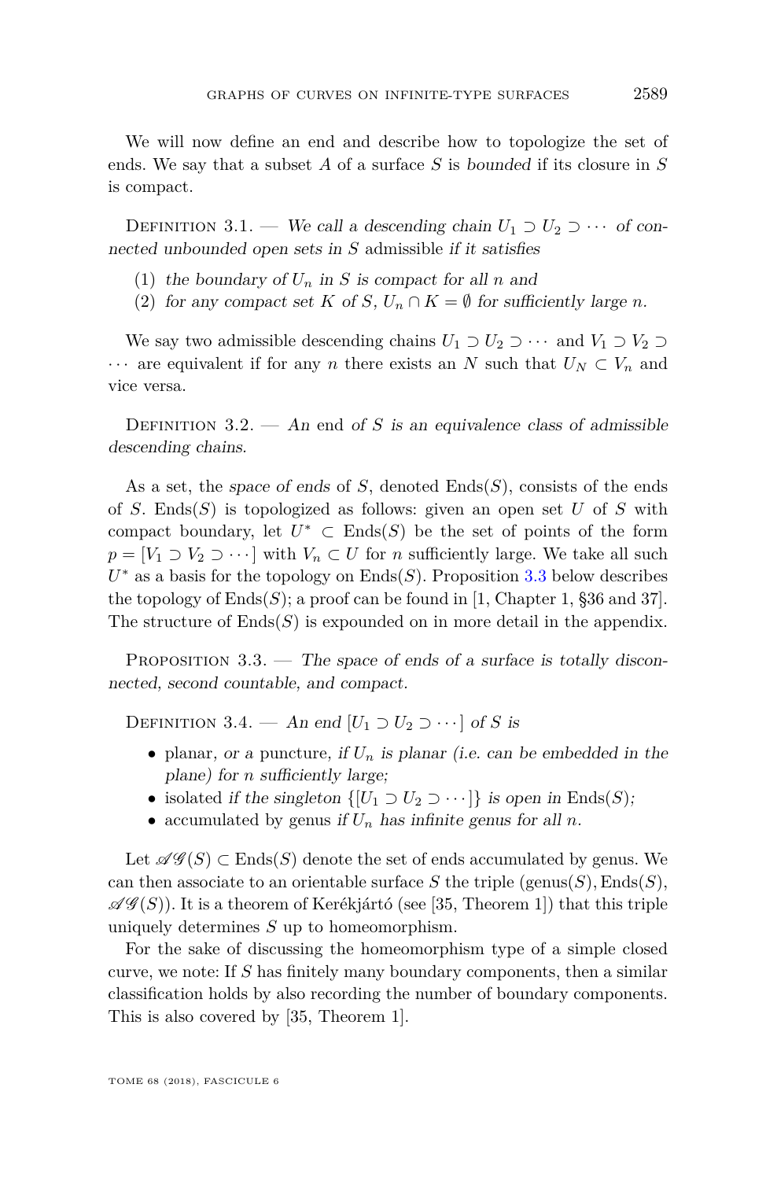We will now define an end and describe how to topologize the set of ends. We say that a subset $A$ of a surface $S$ is *bounded* if its closure in $S$ is compact.

Definition 3.1. — *We call a descending chain $U_1 \supset U_2 \supset \cdots$ of connected unbounded open sets in $S$* admissible *if it satisfies*

(1) *the boundary of $U_n$ in $S$ is compact for all $n$ and*
(2) *for any compact set $K$ of $S$, $U_n \cap K = \emptyset$ for sufficiently large $n$.*

We say two admissible descending chains $U_1 \supset U_2 \supset \cdots$ and $V_1 \supset V_2 \supset \cdots$ are equivalent if for any $n$ there exists an $N$ such that $U_N \subset V_n$ and vice versa.

Definition 3.2. — *An* end *of $S$ is an equivalence class of admissible descending chains.*

As a set, the *space of ends* of $S$, denoted $\mathrm{Ends}(S)$, consists of the ends of $S$. $\mathrm{Ends}(S)$ is topologized as follows: given an open set $U$ of $S$ with compact boundary, let $U^* \subset \mathrm{Ends}(S)$ be the set of points of the form $p = [V_1 \supset V_2 \supset \cdots]$ with $V_n \subset U$ for $n$ sufficiently large. We take all such $U^*$ as a basis for the topology on $\mathrm{Ends}(S)$. Proposition 3.3 below describes the topology of $\mathrm{Ends}(S)$; a proof can be found in [1, Chapter 1, §36 and 37]. The structure of $\mathrm{Ends}(S)$ is expounded on in more detail in the appendix.

Proposition 3.3. — *The space of ends of a surface is totally disconnected, second countable, and compact.*

Definition 3.4. — *An end $[U_1 \supset U_2 \supset \cdots]$ of $S$ is*

- planar, *or a* puncture, *if $U_n$ is planar (i.e. can be embedded in the plane) for $n$ sufficiently large;*
- isolated *if the singleton $\{[U_1 \supset U_2 \supset \cdots]\}$ is open in $\mathrm{Ends}(S)$;*
- accumulated by genus *if $U_n$ has infinite genus for all $n$.*

Let $\mathscr{AG}(S) \subset \mathrm{Ends}(S)$ denote the set of ends accumulated by genus. We can then associate to an orientable surface $S$ the triple $(\mathrm{genus}(S), \mathrm{Ends}(S), \mathscr{AG}(S))$. It is a theorem of Kerékjártó (see [35, Theorem 1]) that this triple uniquely determines $S$ up to homeomorphism.

For the sake of discussing the homeomorphism type of a simple closed curve, we note: If $S$ has finitely many boundary components, then a similar classification holds by also recording the number of boundary components. This is also covered by [35, Theorem 1].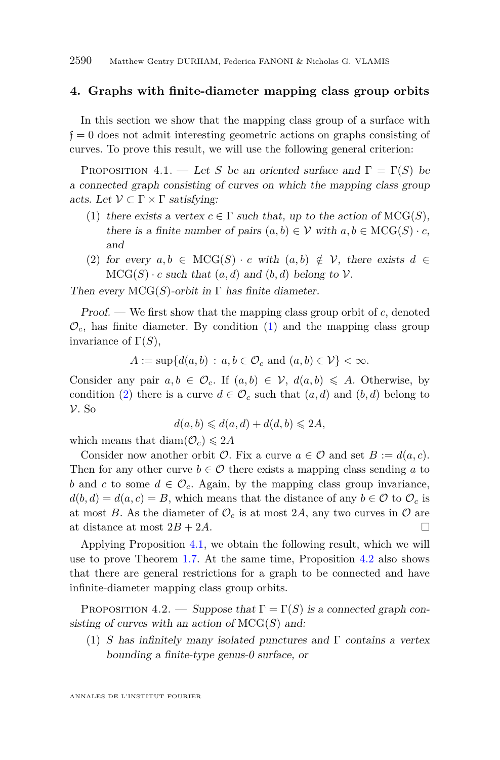## 4. Graphs with finite-diameter mapping class group orbits

In this section we show that the mapping class group of a surface with $\mathfrak{f} = 0$ does not admit interesting geometric actions on graphs consisting of curves. To prove this result, we will use the following general criterion:

Proposition 4.1. — *Let $S$ be an oriented surface and $\Gamma = \Gamma(S)$ be a connected graph consisting of curves on which the mapping class group acts. Let $\mathcal{V} \subset \Gamma \times \Gamma$ satisfying:*

1. *there exists a vertex $c \in \Gamma$ such that, up to the action of $\mathrm{MCG}(S)$, there is a finite number of pairs $(a, b) \in \mathcal{V}$ with $a, b \in \mathrm{MCG}(S) \cdot c$, and*
2. *for every $a, b \in \mathrm{MCG}(S) \cdot c$ with $(a, b) \notin \mathcal{V}$, there exists $d \in \mathrm{MCG}(S) \cdot c$ such that $(a, d)$ and $(b, d)$ belong to $\mathcal{V}$.*

*Then every $\mathrm{MCG}(S)$-orbit in $\Gamma$ has finite diameter.*

*Proof.* — We first show that the mapping class group orbit of $c$, denoted $\mathcal{O}_c$, has finite diameter. By condition (1) and the mapping class group invariance of $\Gamma(S)$,

$$A := \sup\{d(a, b) \,:\, a, b \in \mathcal{O}_c \text{ and } (a, b) \in \mathcal{V}\} < \infty.$$

Consider any pair $a, b \in \mathcal{O}_c$. If $(a, b) \in \mathcal{V}$, $d(a, b) \leqslant A$. Otherwise, by condition (2) there is a curve $d \in \mathcal{O}_c$ such that $(a, d)$ and $(b, d)$ belong to $\mathcal{V}$. So

$$d(a, b) \leqslant d(a, d) + d(d, b) \leqslant 2A,$$

which means that $\mathrm{diam}(\mathcal{O}_c) \leqslant 2A$

Consider now another orbit $\mathcal{O}$. Fix a curve $a \in \mathcal{O}$ and set $B := d(a, c)$. Then for any other curve $b \in \mathcal{O}$ there exists a mapping class sending $a$ to $b$ and $c$ to some $d \in \mathcal{O}_c$. Again, by the mapping class group invariance, $d(b, d) = d(a, c) = B$, which means that the distance of any $b \in \mathcal{O}$ to $\mathcal{O}_c$ is at most $B$. As the diameter of $\mathcal{O}_c$ is at most $2A$, any two curves in $\mathcal{O}$ are at distance at most $2B + 2A$. □

Applying Proposition 4.1, we obtain the following result, which we will use to prove Theorem 1.7. At the same time, Proposition 4.2 also shows that there are general restrictions for a graph to be connected and have infinite-diameter mapping class group orbits.

Proposition 4.2. — *Suppose that $\Gamma = \Gamma(S)$ is a connected graph consisting of curves with an action of $\mathrm{MCG}(S)$ and:*

1. *$S$ has infinitely many isolated punctures and $\Gamma$ contains a vertex bounding a finite-type genus-0 surface, or*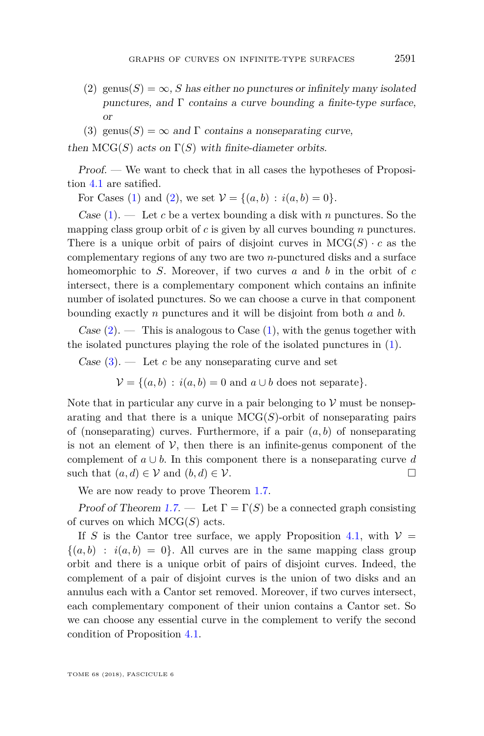(2) $\operatorname{genus}(S) = \infty$, *$S$ has either no punctures or infinitely many isolated punctures, and $\Gamma$ contains a curve bounding a finite-type surface, or*

(3) $\operatorname{genus}(S) = \infty$ *and $\Gamma$ contains a nonseparating curve,*

*then* $\mathrm{MCG}(S)$ *acts on* $\Gamma(S)$ *with finite-diameter orbits.*

*Proof.* — We want to check that in all cases the hypotheses of Proposition 4.1 are satified.

For Cases (1) and (2), we set $\mathcal{V} = \{(a,b) : i(a,b) = 0\}$.

*Case* (1). — Let $c$ be a vertex bounding a disk with $n$ punctures. So the mapping class group orbit of $c$ is given by all curves bounding $n$ punctures. There is a unique orbit of pairs of disjoint curves in $\mathrm{MCG}(S) \cdot c$ as the complementary regions of any two are two $n$-punctured disks and a surface homeomorphic to $S$. Moreover, if two curves $a$ and $b$ in the orbit of $c$ intersect, there is a complementary component which contains an infinite number of isolated punctures. So we can choose a curve in that component bounding exactly $n$ punctures and it will be disjoint from both $a$ and $b$.

*Case* (2). — This is analogous to Case (1), with the genus together with the isolated punctures playing the role of the isolated punctures in (1).

*Case* (3). — Let $c$ be any nonseparating curve and set

$$\mathcal{V} = \{(a,b) : i(a,b) = 0 \text{ and } a \cup b \text{ does not separate}\}.$$

Note that in particular any curve in a pair belonging to $\mathcal{V}$ must be nonseparating and that there is a unique $\mathrm{MCG}(S)$-orbit of nonseparating pairs of (nonseparating) curves. Furthermore, if a pair $(a,b)$ of nonseparating is not an element of $\mathcal{V}$, then there is an infinite-genus component of the complement of $a \cup b$. In this component there is a nonseparating curve $d$ such that $(a,d) \in \mathcal{V}$ and $(b,d) \in \mathcal{V}$. $\square$

We are now ready to prove Theorem 1.7.

*Proof of Theorem 1.7.* — Let $\Gamma = \Gamma(S)$ be a connected graph consisting of curves on which $\mathrm{MCG}(S)$ acts.

If $S$ is the Cantor tree surface, we apply Proposition 4.1, with $\mathcal{V} = \{(a,b) : i(a,b) = 0\}$. All curves are in the same mapping class group orbit and there is a unique orbit of pairs of disjoint curves. Indeed, the complement of a pair of disjoint curves is the union of two disks and an annulus each with a Cantor set removed. Moreover, if two curves intersect, each complementary component of their union contains a Cantor set. So we can choose any essential curve in the complement to verify the second condition of Proposition 4.1.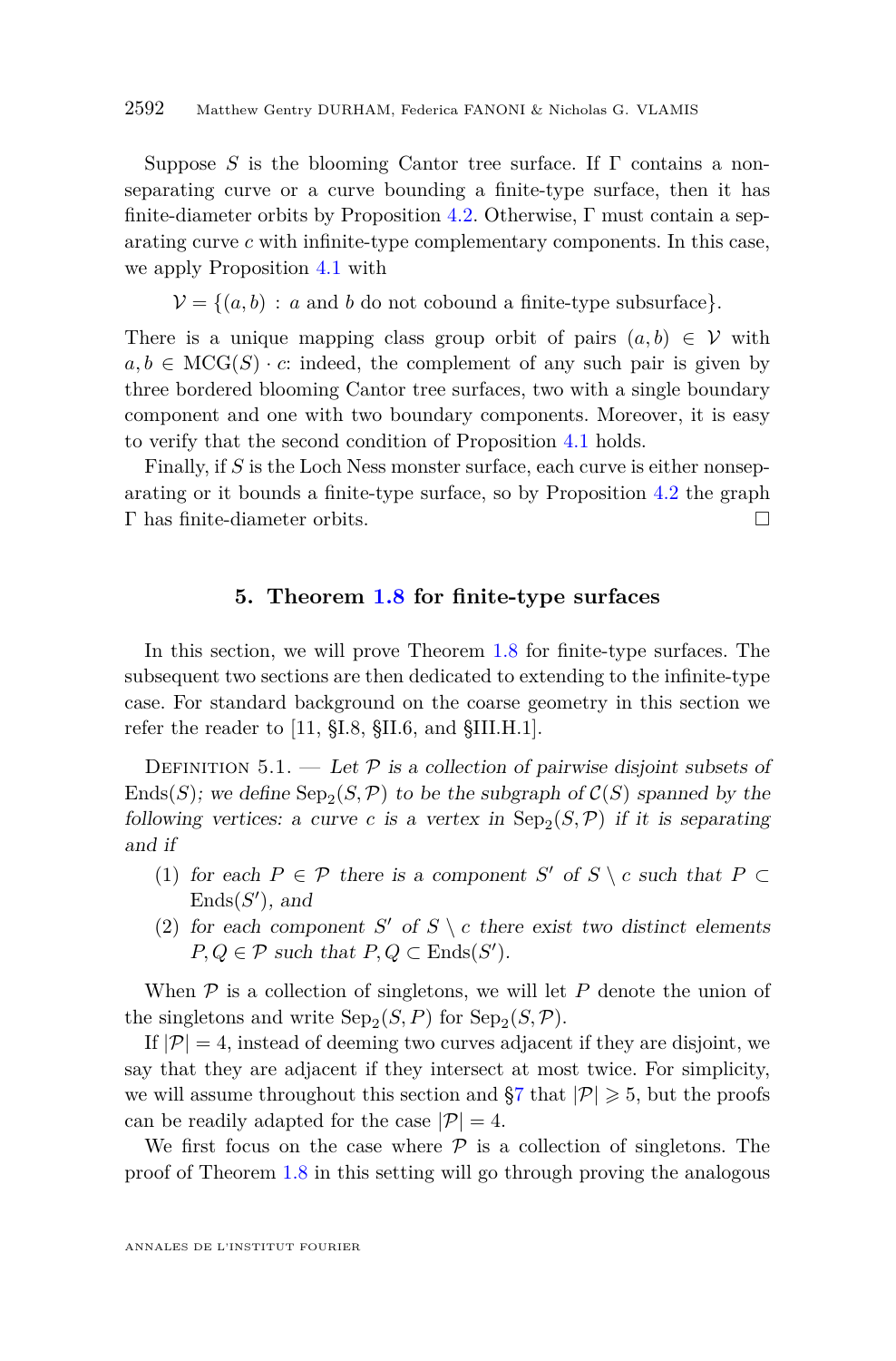Suppose $S$ is the blooming Cantor tree surface. If $\Gamma$ contains a non-separating curve or a curve bounding a finite-type surface, then it has finite-diameter orbits by Proposition 4.2. Otherwise, $\Gamma$ must contain a separating curve $c$ with infinite-type complementary components. In this case, we apply Proposition 4.1 with

$$\mathcal{V} = \{(a, b) : a \text{ and } b \text{ do not cobound a finite-type subsurface}\}.$$

There is a unique mapping class group orbit of pairs $(a, b) \in \mathcal{V}$ with $a, b \in \mathrm{MCG}(S) \cdot c$: indeed, the complement of any such pair is given by three bordered blooming Cantor tree surfaces, two with a single boundary component and one with two boundary components. Moreover, it is easy to verify that the second condition of Proposition 4.1 holds.

Finally, if $S$ is the Loch Ness monster surface, each curve is either nonseparating or it bounds a finite-type surface, so by Proposition 4.2 the graph $\Gamma$ has finite-diameter orbits. □

## 5. Theorem 1.8 for finite-type surfaces

In this section, we will prove Theorem 1.8 for finite-type surfaces. The subsequent two sections are then dedicated to extending to the infinite-type case. For standard background on the coarse geometry in this section we refer the reader to [11, §I.8, §II.6, and §III.H.1].

Definition 5.1. — *Let $\mathcal{P}$ is a collection of pairwise disjoint subsets of $\mathrm{Ends}(S)$; we define $\mathrm{Sep}_2(S, \mathcal{P})$ to be the subgraph of $\mathcal{C}(S)$ spanned by the following vertices: a curve $c$ is a vertex in $\mathrm{Sep}_2(S, \mathcal{P})$ if it is separating and if*

1. *for each $P \in \mathcal{P}$ there is a component $S'$ of $S \setminus c$ such that $P \subset \mathrm{Ends}(S')$, and*
2. *for each component $S'$ of $S \setminus c$ there exist two distinct elements $P, Q \in \mathcal{P}$ such that $P, Q \subset \mathrm{Ends}(S')$.*

When $\mathcal{P}$ is a collection of singletons, we will let $P$ denote the union of the singletons and write $\mathrm{Sep}_2(S, P)$ for $\mathrm{Sep}_2(S, \mathcal{P})$.

If $|\mathcal{P}| = 4$, instead of deeming two curves adjacent if they are disjoint, we say that they are adjacent if they intersect at most twice. For simplicity, we will assume throughout this section and §7 that $|\mathcal{P}| \geqslant 5$, but the proofs can be readily adapted for the case $|\mathcal{P}| = 4$.

We first focus on the case where $\mathcal{P}$ is a collection of singletons. The proof of Theorem 1.8 in this setting will go through proving the analogous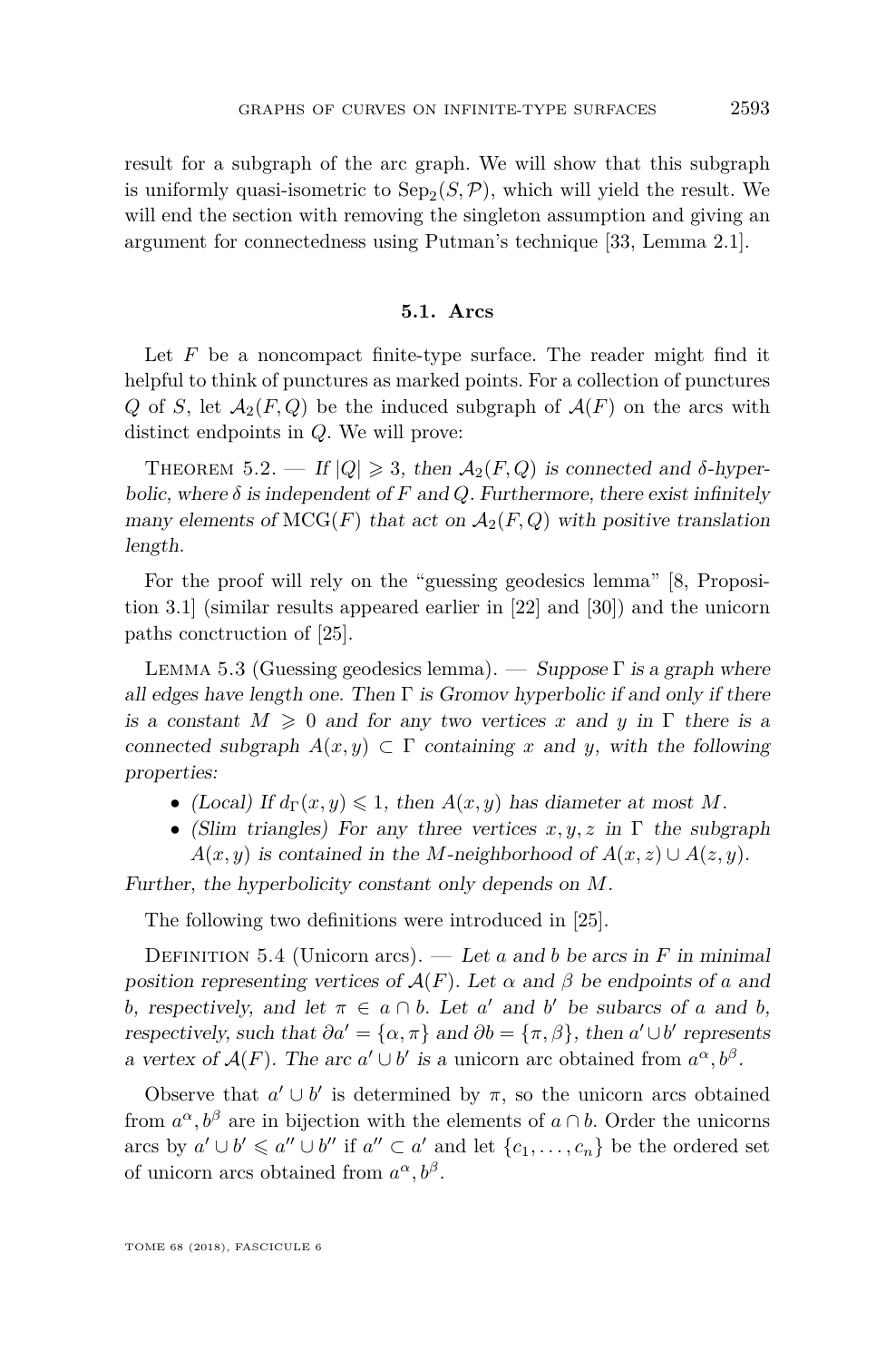result for a subgraph of the arc graph. We will show that this subgraph is uniformly quasi-isometric to $\mathrm{Sep}_2(S,\mathcal{P})$, which will yield the result. We will end the section with removing the singleton assumption and giving an argument for connectedness using Putman's technique [33, Lemma 2.1].

### 5.1. Arcs

Let $F$ be a noncompact finite-type surface. The reader might find it helpful to think of punctures as marked points. For a collection of punctures $Q$ of $S$, let $\mathcal{A}_2(F,Q)$ be the induced subgraph of $\mathcal{A}(F)$ on the arcs with distinct endpoints in $Q$. We will prove:

Theorem 5.2. — *If $|Q| \geqslant 3$, then $\mathcal{A}_2(F,Q)$ is connected and $\delta$-hyperbolic, where $\delta$ is independent of $F$ and $Q$. Furthermore, there exist infinitely many elements of $\mathrm{MCG}(F)$ that act on $\mathcal{A}_2(F,Q)$ with positive translation length.*

For the proof will rely on the "guessing geodesics lemma" [8, Proposition 3.1] (similar results appeared earlier in [22] and [30]) and the unicorn paths conctruction of [25].

Lemma 5.3 (Guessing geodesics lemma). — *Suppose $\Gamma$ is a graph where all edges have length one. Then $\Gamma$ is Gromov hyperbolic if and only if there is a constant $M \geqslant 0$ and for any two vertices $x$ and $y$ in $\Gamma$ there is a connected subgraph $A(x,y) \subset \Gamma$ containing $x$ and $y$, with the following properties:*

- *(Local) If $d_\Gamma(x,y) \leqslant 1$, then $A(x,y)$ has diameter at most $M$.*
- *(Slim triangles) For any three vertices $x,y,z$ in $\Gamma$ the subgraph $A(x,y)$ is contained in the $M$-neighborhood of $A(x,z) \cup A(z,y)$.*

*Further, the hyperbolicity constant only depends on $M$.*

The following two definitions were introduced in [25].

Definition 5.4 (Unicorn arcs). — *Let $a$ and $b$ be arcs in $F$ in minimal position representing vertices of $\mathcal{A}(F)$. Let $\alpha$ and $\beta$ be endpoints of $a$ and $b$, respectively, and let $\pi \in a \cap b$. Let $a'$ and $b'$ be subarcs of $a$ and $b$, respectively, such that $\partial a' = \{\alpha, \pi\}$ and $\partial b = \{\pi, \beta\}$, then $a' \cup b'$ represents a vertex of $\mathcal{A}(F)$. The arc $a' \cup b'$ is a* unicorn arc *obtained from $a^\alpha, b^\beta$.*

Observe that $a' \cup b'$ is determined by $\pi$, so the unicorn arcs obtained from $a^\alpha, b^\beta$ are in bijection with the elements of $a \cap b$. Order the unicorns arcs by $a' \cup b' \leqslant a'' \cup b''$ if $a'' \subset a'$ and let $\{c_1, \ldots, c_n\}$ be the ordered set of unicorn arcs obtained from $a^\alpha, b^\beta$.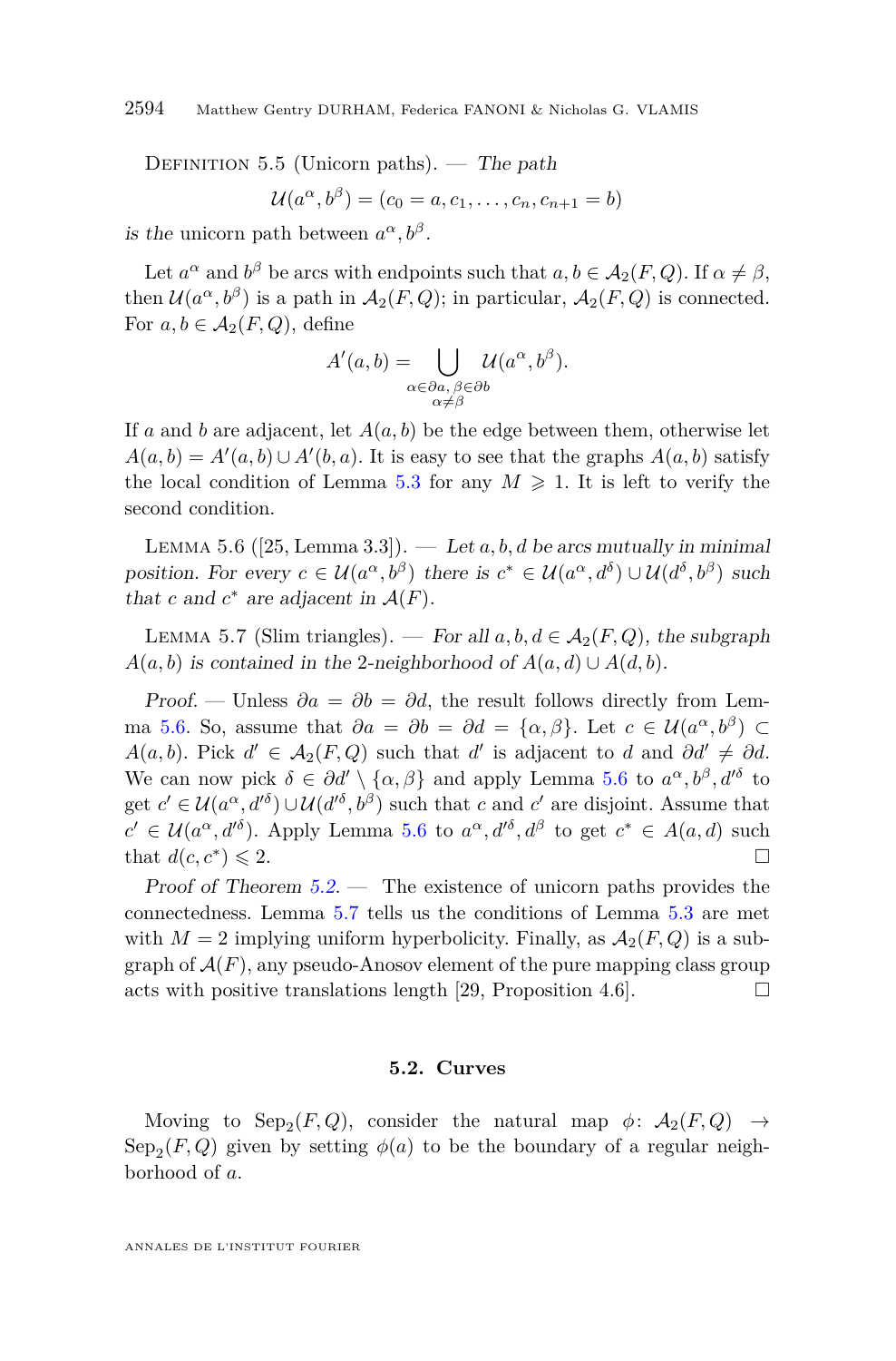Definition 5.5 (Unicorn paths). — *The path*

$$\mathcal{U}(a^\alpha, b^\beta) = (c_0 = a, c_1, \ldots, c_n, c_{n+1} = b)$$

*is the* unicorn path between $a^\alpha, b^\beta$.

Let $a^\alpha$ and $b^\beta$ be arcs with endpoints such that $a, b \in \mathcal{A}_2(F,Q)$. If $\alpha \neq \beta$, then $\mathcal{U}(a^\alpha, b^\beta)$ is a path in $\mathcal{A}_2(F,Q)$; in particular, $\mathcal{A}_2(F,Q)$ is connected. For $a, b \in \mathcal{A}_2(F,Q)$, define

$$A'(a,b) = \bigcup_{\substack{\alpha \in \partial a,\, \beta \in \partial b \\ \alpha \neq \beta}} \mathcal{U}(a^\alpha, b^\beta).$$

If $a$ and $b$ are adjacent, let $A(a,b)$ be the edge between them, otherwise let $A(a,b) = A'(a,b) \cup A'(b,a)$. It is easy to see that the graphs $A(a,b)$ satisfy the local condition of Lemma 5.3 for any $M \geqslant 1$. It is left to verify the second condition.

Lemma 5.6 ([25, Lemma 3.3]). — *Let $a, b, d$ be arcs mutually in minimal position. For every $c \in \mathcal{U}(a^\alpha, b^\beta)$ there is $c^* \in \mathcal{U}(a^\alpha, d^\delta) \cup \mathcal{U}(d^\delta, b^\beta)$ such that $c$ and $c^*$ are adjacent in $\mathcal{A}(F)$.*

Lemma 5.7 (Slim triangles). — *For all $a, b, d \in \mathcal{A}_2(F,Q)$, the subgraph $A(a,b)$ is contained in the 2-neighborhood of $A(a,d) \cup A(d,b)$.*

*Proof.* — Unless $\partial a = \partial b = \partial d$, the result follows directly from Lemma 5.6. So, assume that $\partial a = \partial b = \partial d = \{\alpha, \beta\}$. Let $c \in \mathcal{U}(a^\alpha, b^\beta) \subset A(a,b)$. Pick $d' \in \mathcal{A}_2(F,Q)$ such that $d'$ is adjacent to $d$ and $\partial d' \neq \partial d$. We can now pick $\delta \in \partial d' \setminus \{\alpha, \beta\}$ and apply Lemma 5.6 to $a^\alpha, b^\beta, d'^\delta$ to get $c' \in \mathcal{U}(a^\alpha, d'^\delta) \cup \mathcal{U}(d'^\delta, b^\beta)$ such that $c$ and $c'$ are disjoint. Assume that $c' \in \mathcal{U}(a^\alpha, d'^\delta)$. Apply Lemma 5.6 to $a^\alpha, d'^\delta, d^\beta$ to get $c^* \in A(a,d)$ such that $d(c, c^*) \leqslant 2$. □

*Proof of Theorem 5.2.* — The existence of unicorn paths provides the connectedness. Lemma 5.7 tells us the conditions of Lemma 5.3 are met with $M = 2$ implying uniform hyperbolicity. Finally, as $\mathcal{A}_2(F,Q)$ is a subgraph of $\mathcal{A}(F)$, any pseudo-Anosov element of the pure mapping class group acts with positive translations length [29, Proposition 4.6]. □

### 5.2. Curves

Moving to $\mathrm{Sep}_2(F,Q)$, consider the natural map $\phi\colon \mathcal{A}_2(F,Q) \to \mathrm{Sep}_2(F,Q)$ given by setting $\phi(a)$ to be the boundary of a regular neighborhood of $a$.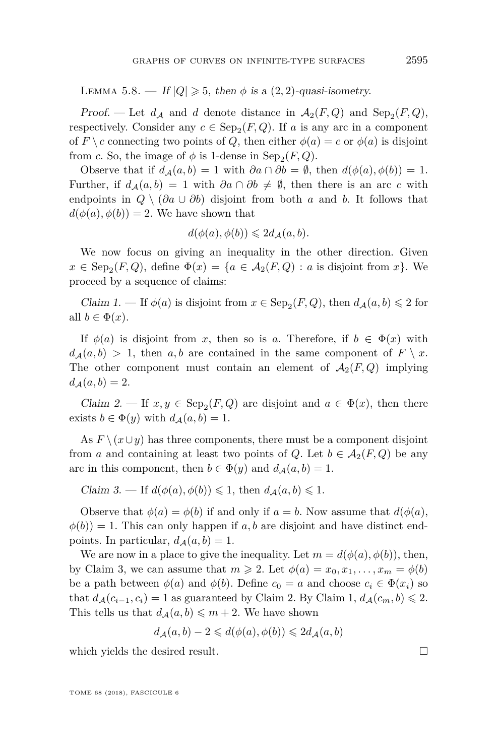Lemma 5.8. — *If $|Q| \geqslant 5$, then $\phi$ is a $(2,2)$-quasi-isometry.*

*Proof.* — Let $d_{\mathcal{A}}$ and $d$ denote distance in $\mathcal{A}_2(F,Q)$ and $\mathrm{Sep}_2(F,Q)$, respectively. Consider any $c \in \mathrm{Sep}_2(F,Q)$. If $a$ is any arc in a component of $F \setminus c$ connecting two points of $Q$, then either $\phi(a) = c$ or $\phi(a)$ is disjoint from $c$. So, the image of $\phi$ is 1-dense in $\mathrm{Sep}_2(F,Q)$.

Observe that if $d_{\mathcal{A}}(a,b) = 1$ with $\partial a \cap \partial b = \emptyset$, then $d(\phi(a),\phi(b)) = 1$. Further, if $d_{\mathcal{A}}(a,b) = 1$ with $\partial a \cap \partial b \neq \emptyset$, then there is an arc $c$ with endpoints in $Q \setminus (\partial a \cup \partial b)$ disjoint from both $a$ and $b$. It follows that $d(\phi(a),\phi(b)) = 2$. We have shown that

$$d(\phi(a),\phi(b)) \leqslant 2 d_{\mathcal{A}}(a,b).$$

We now focus on giving an inequality in the other direction. Given $x \in \mathrm{Sep}_2(F,Q)$, define $\Phi(x) = \{a \in \mathcal{A}_2(F,Q) : a \text{ is disjoint from } x\}$. We proceed by a sequence of claims:

*Claim 1.* — If $\phi(a)$ is disjoint from $x \in \mathrm{Sep}_2(F,Q)$, then $d_{\mathcal{A}}(a,b) \leqslant 2$ for all $b \in \Phi(x)$.

If $\phi(a)$ is disjoint from $x$, then so is $a$. Therefore, if $b \in \Phi(x)$ with $d_{\mathcal{A}}(a,b) > 1$, then $a, b$ are contained in the same component of $F \setminus x$. The other component must contain an element of $\mathcal{A}_2(F,Q)$ implying $d_{\mathcal{A}}(a,b) = 2$.

*Claim 2.* — If $x, y \in \mathrm{Sep}_2(F,Q)$ are disjoint and $a \in \Phi(x)$, then there exists $b \in \Phi(y)$ with $d_{\mathcal{A}}(a,b) = 1$.

As $F \setminus (x \cup y)$ has three components, there must be a component disjoint from $a$ and containing at least two points of $Q$. Let $b \in \mathcal{A}_2(F,Q)$ be any arc in this component, then $b \in \Phi(y)$ and $d_{\mathcal{A}}(a,b) = 1$.

*Claim 3.* — If $d(\phi(a),\phi(b)) \leqslant 1$, then $d_{\mathcal{A}}(a,b) \leqslant 1$.

Observe that $\phi(a) = \phi(b)$ if and only if $a = b$. Now assume that $d(\phi(a), \phi(b)) = 1$. This can only happen if $a, b$ are disjoint and have distinct endpoints. In particular, $d_{\mathcal{A}}(a,b) = 1$.

We are now in a place to give the inequality. Let $m = d(\phi(a),\phi(b))$, then, by Claim 3, we can assume that $m \geqslant 2$. Let $\phi(a) = x_0, x_1, \ldots, x_m = \phi(b)$ be a path between $\phi(a)$ and $\phi(b)$. Define $c_0 = a$ and choose $c_i \in \Phi(x_i)$ so that $d_{\mathcal{A}}(c_{i-1}, c_i) = 1$ as guaranteed by Claim 2. By Claim 1, $d_{\mathcal{A}}(c_m, b) \leqslant 2$. This tells us that $d_{\mathcal{A}}(a,b) \leqslant m + 2$. We have shown

$$d_{\mathcal{A}}(a,b) - 2 \leqslant d(\phi(a),\phi(b)) \leqslant 2 d_{\mathcal{A}}(a,b)$$

which yields the desired result. □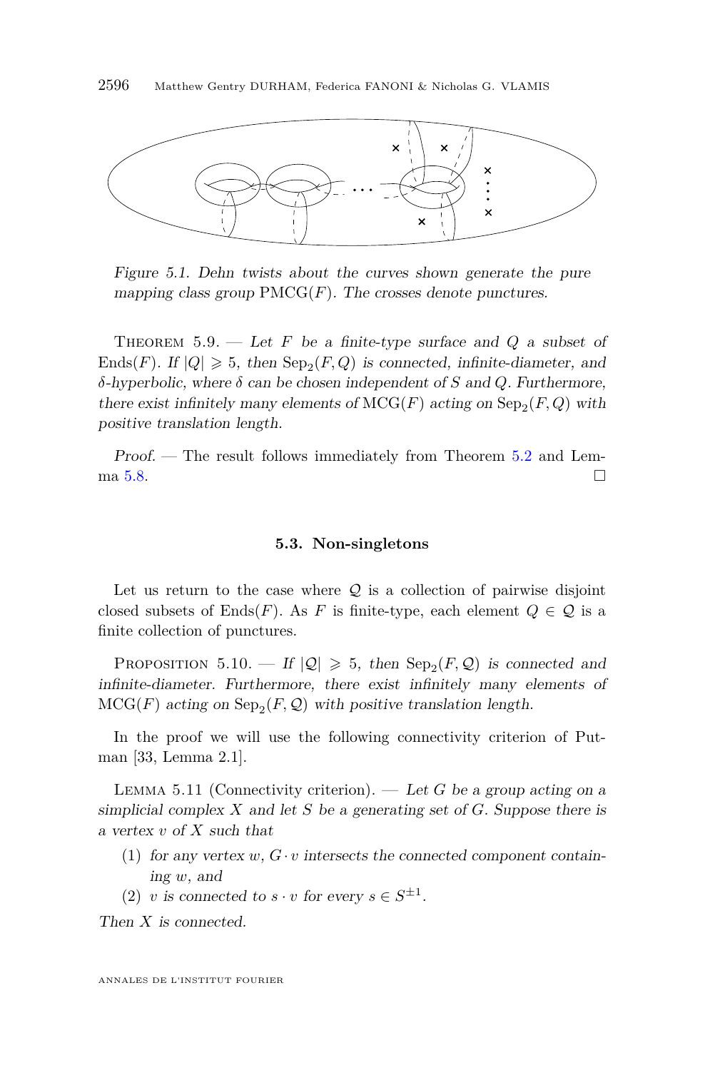*Figure 5.1. Dehn twists about the curves shown generate the pure mapping class group* $\mathrm{PMCG}(F)$*. The crosses denote punctures.*

Theorem 5.9. — *Let $F$ be a finite-type surface and $Q$ a subset of* $\mathrm{Ends}(F)$*. If $|Q| \geqslant 5$, then $\mathrm{Sep}_2(F,Q)$ is connected, infinite-diameter, and $\delta$-hyperbolic, where $\delta$ can be chosen independent of $S$ and $Q$. Furthermore, there exist infinitely many elements of* $\mathrm{MCG}(F)$ *acting on $\mathrm{Sep}_2(F,Q)$ with positive translation length.*

*Proof.* — The result follows immediately from Theorem 5.2 and Lemma 5.8. □

### 5.3. Non-singletons

Let us return to the case where $\mathcal{Q}$ is a collection of pairwise disjoint closed subsets of $\mathrm{Ends}(F)$. As $F$ is finite-type, each element $Q \in \mathcal{Q}$ is a finite collection of punctures.

Proposition 5.10. — *If $|\mathcal{Q}| \geqslant 5$, then $\mathrm{Sep}_2(F,\mathcal{Q})$ is connected and infinite-diameter. Furthermore, there exist infinitely many elements of* $\mathrm{MCG}(F)$ *acting on $\mathrm{Sep}_2(F,\mathcal{Q})$ with positive translation length.*

In the proof we will use the following connectivity criterion of Putman [33, Lemma 2.1].

Lemma 5.11 (Connectivity criterion). — *Let $G$ be a group acting on a simplicial complex $X$ and let $S$ be a generating set of $G$. Suppose there is a vertex $v$ of $X$ such that*

1. *for any vertex $w$, $G \cdot v$ intersects the connected component containing $w$, and*
2. *$v$ is connected to $s \cdot v$ for every $s \in S^{\pm 1}$.*

*Then $X$ is connected.*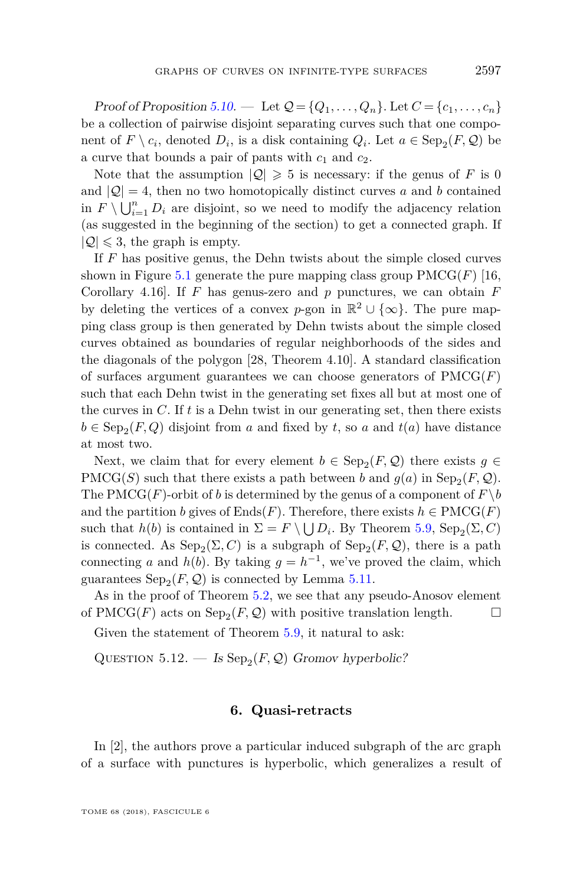*Proof of Proposition 5.10.* — Let $\mathcal{Q} = \{Q_1, \ldots, Q_n\}$. Let $C = \{c_1, \ldots, c_n\}$ be a collection of pairwise disjoint separating curves such that one component of $F \setminus c_i$, denoted $D_i$, is a disk containing $Q_i$. Let $a \in \mathrm{Sep}_2(F, \mathcal{Q})$ be a curve that bounds a pair of pants with $c_1$ and $c_2$.

Note that the assumption $|\mathcal{Q}| \geqslant 5$ is necessary: if the genus of $F$ is 0 and $|\mathcal{Q}| = 4$, then no two homotopically distinct curves $a$ and $b$ contained in $F \setminus \bigcup_{i=1}^{n} D_i$ are disjoint, so we need to modify the adjacency relation (as suggested in the beginning of the section) to get a connected graph. If $|\mathcal{Q}| \leqslant 3$, the graph is empty.

If $F$ has positive genus, the Dehn twists about the simple closed curves shown in Figure 5.1 generate the pure mapping class group $\mathrm{PMCG}(F)$ [16, Corollary 4.16]. If $F$ has genus-zero and $p$ punctures, we can obtain $F$ by deleting the vertices of a convex $p$-gon in $\mathbb{R}^2 \cup \{\infty\}$. The pure mapping class group is then generated by Dehn twists about the simple closed curves obtained as boundaries of regular neighborhoods of the sides and the diagonals of the polygon [28, Theorem 4.10]. A standard classification of surfaces argument guarantees we can choose generators of $\mathrm{PMCG}(F)$ such that each Dehn twist in the generating set fixes all but at most one of the curves in $C$. If $t$ is a Dehn twist in our generating set, then there exists $b \in \mathrm{Sep}_2(F, Q)$ disjoint from $a$ and fixed by $t$, so $a$ and $t(a)$ have distance at most two.

Next, we claim that for every element $b \in \mathrm{Sep}_2(F, \mathcal{Q})$ there exists $g \in \mathrm{PMCG}(S)$ such that there exists a path between $b$ and $g(a)$ in $\mathrm{Sep}_2(F, \mathcal{Q})$. The $\mathrm{PMCG}(F)$-orbit of $b$ is determined by the genus of a component of $F \setminus b$ and the partition $b$ gives of $\mathrm{Ends}(F)$. Therefore, there exists $h \in \mathrm{PMCG}(F)$ such that $h(b)$ is contained in $\Sigma = F \setminus \bigcup D_i$. By Theorem 5.9, $\mathrm{Sep}_2(\Sigma, C)$ is connected. As $\mathrm{Sep}_2(\Sigma, C)$ is a subgraph of $\mathrm{Sep}_2(F, \mathcal{Q})$, there is a path connecting $a$ and $h(b)$. By taking $g = h^{-1}$, we've proved the claim, which guarantees $\mathrm{Sep}_2(F, \mathcal{Q})$ is connected by Lemma 5.11.

As in the proof of Theorem 5.2, we see that any pseudo-Anosov element of $\mathrm{PMCG}(F)$ acts on $\mathrm{Sep}_2(F, \mathcal{Q})$ with positive translation length. □

Given the statement of Theorem 5.9, it natural to ask:

Question 5.12. — *Is $\mathrm{Sep}_2(F, \mathcal{Q})$ Gromov hyperbolic?*

## 6. Quasi-retracts

In [2], the authors prove a particular induced subgraph of the arc graph of a surface with punctures is hyperbolic, which generalizes a result of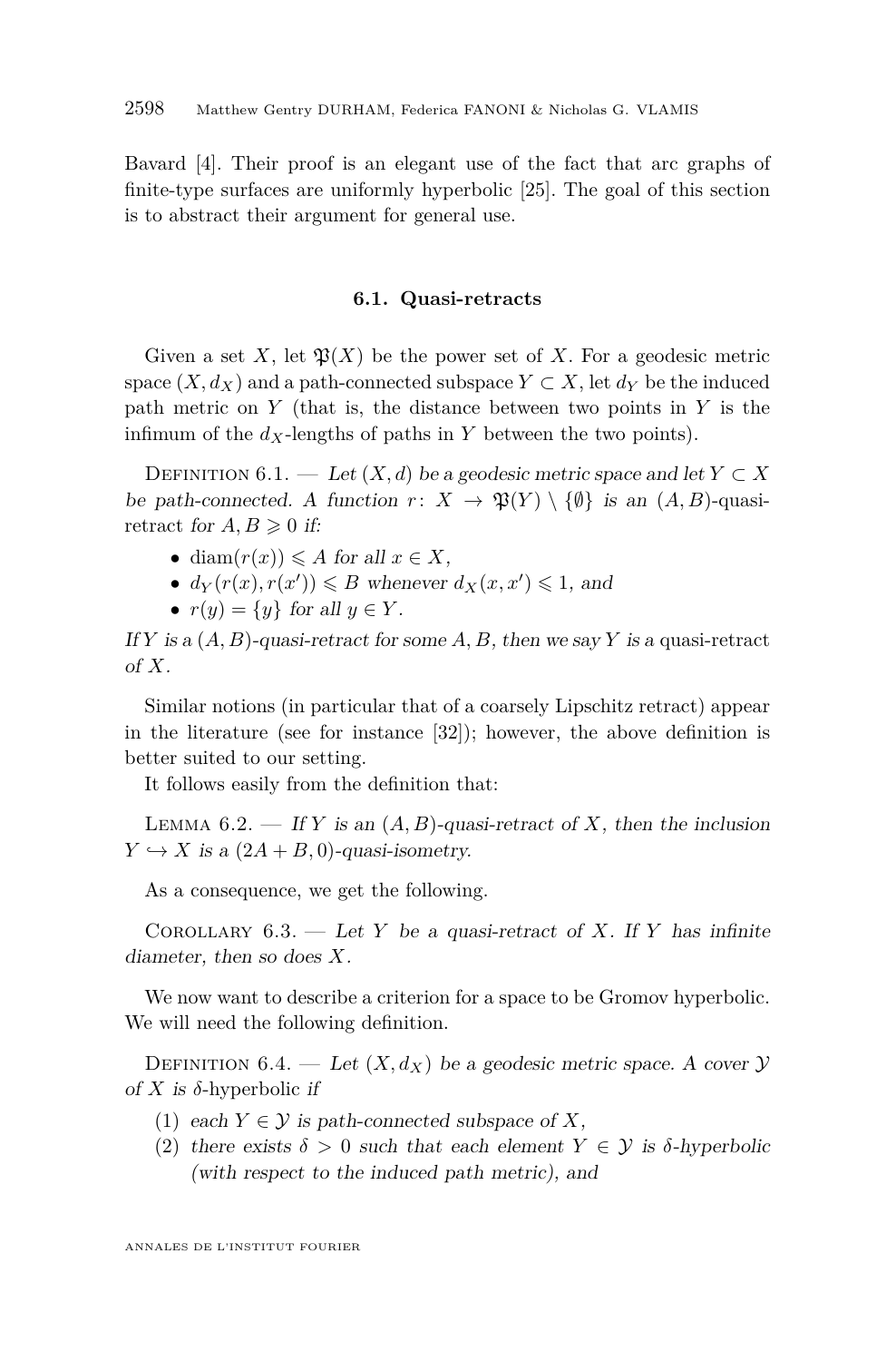Bavard [4]. Their proof is an elegant use of the fact that arc graphs of finite-type surfaces are uniformly hyperbolic [25]. The goal of this section is to abstract their argument for general use.

### 6.1. Quasi-retracts

Given a set $X$, let $\mathfrak{P}(X)$ be the power set of $X$. For a geodesic metric space $(X, d_X)$ and a path-connected subspace $Y \subset X$, let $d_Y$ be the induced path metric on $Y$ (that is, the distance between two points in $Y$ is the infimum of the $d_X$-lengths of paths in $Y$ between the two points).

Definition 6.1. — *Let $(X, d)$ be a geodesic metric space and let $Y \subset X$ be path-connected. A function $r\colon X \to \mathfrak{P}(Y) \setminus \{\emptyset\}$ is an* $(A, B)$-quasi-retract *for $A, B \geqslant 0$ if:*

- $\operatorname{diam}(r(x)) \leqslant A$ *for all $x \in X$,*
- $d_Y(r(x), r(x')) \leqslant B$ *whenever $d_X(x, x') \leqslant 1$, and*
- $r(y) = \{y\}$ *for all $y \in Y$.*

*If $Y$ is a $(A, B)$-quasi-retract for some $A, B$, then we say $Y$ is a* quasi-retract *of $X$.*

Similar notions (in particular that of a coarsely Lipschitz retract) appear in the literature (see for instance [32]); however, the above definition is better suited to our setting.

It follows easily from the definition that:

Lemma 6.2. — *If $Y$ is an $(A, B)$-quasi-retract of $X$, then the inclusion $Y \hookrightarrow X$ is a $(2A + B, 0)$-quasi-isometry.*

As a consequence, we get the following.

Corollary 6.3. — *Let $Y$ be a quasi-retract of $X$. If $Y$ has infinite diameter, then so does $X$.*

We now want to describe a criterion for a space to be Gromov hyperbolic. We will need the following definition.

Definition 6.4. — *Let $(X, d_X)$ be a geodesic metric space. A cover $\mathcal{Y}$ of $X$ is* $\delta$-hyperbolic *if*

1. *each $Y \in \mathcal{Y}$ is path-connected subspace of $X$,*
2. *there exists $\delta > 0$ such that each element $Y \in \mathcal{Y}$ is $\delta$-hyperbolic (with respect to the induced path metric), and*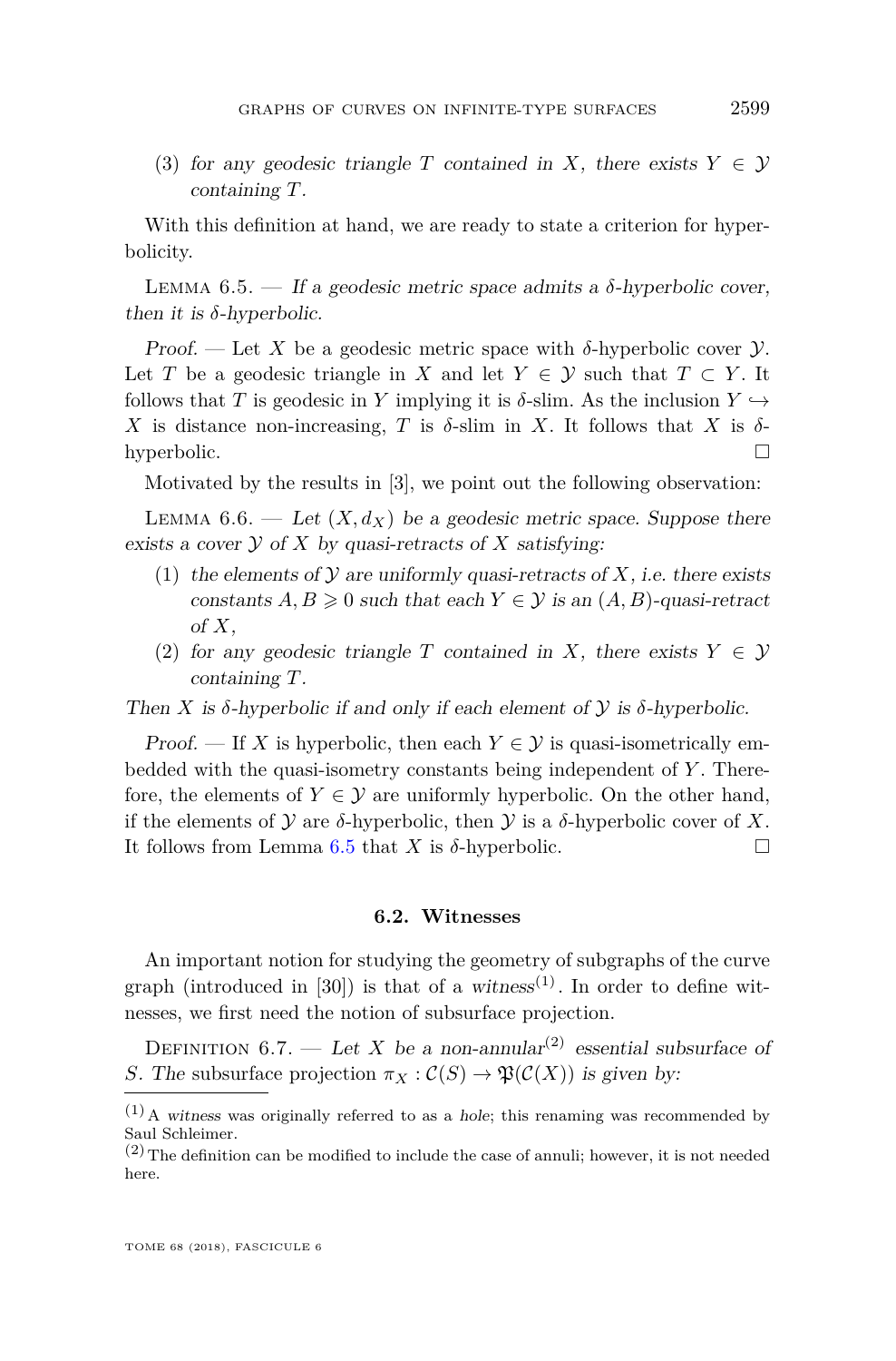(3) *for any geodesic triangle $T$ contained in $X$, there exists $Y \in \mathcal{Y}$ containing $T$.*

With this definition at hand, we are ready to state a criterion for hyperbolicity.

Lemma 6.5. — *If a geodesic metric space admits a $\delta$-hyperbolic cover, then it is $\delta$-hyperbolic.*

*Proof.* — Let $X$ be a geodesic metric space with $\delta$-hyperbolic cover $\mathcal{Y}$. Let $T$ be a geodesic triangle in $X$ and let $Y \in \mathcal{Y}$ such that $T \subset Y$. It follows that $T$ is geodesic in $Y$ implying it is $\delta$-slim. As the inclusion $Y \hookrightarrow X$ is distance non-increasing, $T$ is $\delta$-slim in $X$. It follows that $X$ is $\delta$-hyperbolic. □

Motivated by the results in [3], we point out the following observation:

Lemma 6.6. — *Let $(X, d_X)$ be a geodesic metric space. Suppose there exists a cover $\mathcal{Y}$ of $X$ by quasi-retracts of $X$ satisfying:*

(1) *the elements of $\mathcal{Y}$ are uniformly quasi-retracts of $X$, i.e. there exists constants $A, B \geqslant 0$ such that each $Y \in \mathcal{Y}$ is an $(A, B)$-quasi-retract of $X$,*
(2) *for any geodesic triangle $T$ contained in $X$, there exists $Y \in \mathcal{Y}$ containing $T$.*

*Then $X$ is $\delta$-hyperbolic if and only if each element of $\mathcal{Y}$ is $\delta$-hyperbolic.*

*Proof.* — If $X$ is hyperbolic, then each $Y \in \mathcal{Y}$ is quasi-isometrically embedded with the quasi-isometry constants being independent of $Y$. Therefore, the elements of $Y \in \mathcal{Y}$ are uniformly hyperbolic. On the other hand, if the elements of $\mathcal{Y}$ are $\delta$-hyperbolic, then $\mathcal{Y}$ is a $\delta$-hyperbolic cover of $X$. It follows from Lemma 6.5 that $X$ is $\delta$-hyperbolic. □

### 6.2. Witnesses

An important notion for studying the geometry of subgraphs of the curve graph (introduced in [30]) is that of a *witness*[(1)]. In order to define witnesses, we first need the notion of subsurface projection.

Definition 6.7. — *Let $X$ be a non-annular*[(2)] *essential subsurface of $S$. The* subsurface projection *$\pi_X : \mathcal{C}(S) \to \mathfrak{P}(\mathcal{C}(X))$ is given by:*

---

(1) A *witness* was originally referred to as a *hole*; this renaming was recommended by Saul Schleimer.

(2) The definition can be modified to include the case of annuli; however, it is not needed here.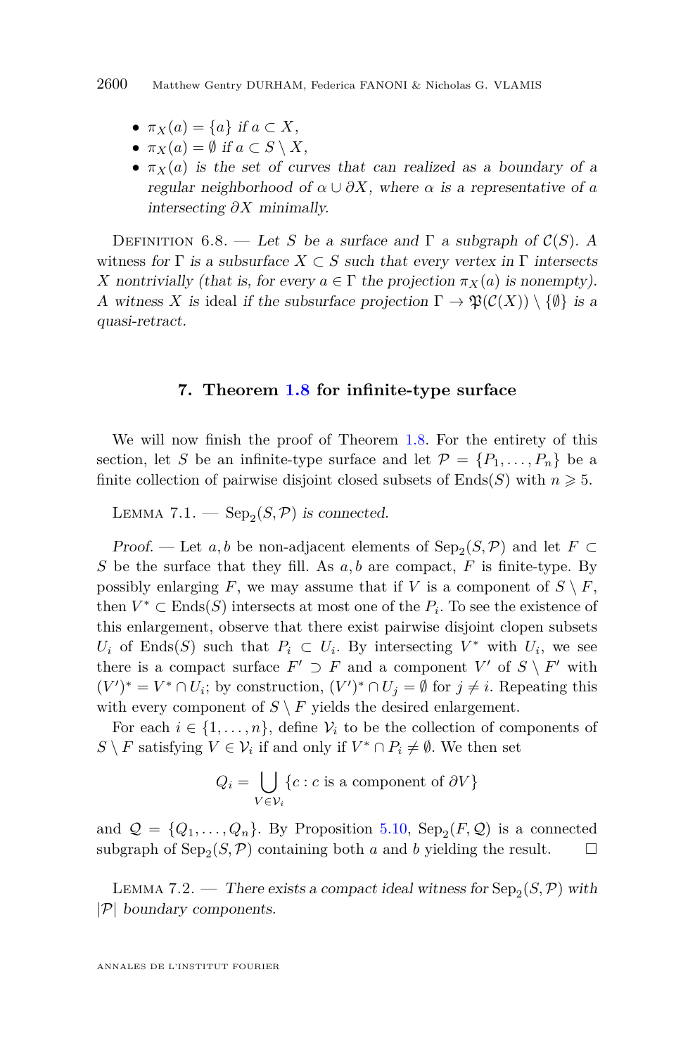- $\pi_X(a) = \{a\}$ *if* $a \subset X$,
- $\pi_X(a) = \emptyset$ *if* $a \subset S \setminus X$,
- $\pi_X(a)$ *is the set of curves that can realized as a boundary of a regular neighborhood of* $\alpha \cup \partial X$*, where* $\alpha$ *is a representative of* $a$ *intersecting* $\partial X$ *minimally.*

Definition 6.8. — *Let* $S$ *be a surface and* $\Gamma$ *a subgraph of* $\mathcal{C}(S)$*. A* witness *for* $\Gamma$ *is a subsurface* $X \subset S$ *such that every vertex in* $\Gamma$ *intersects* $X$ *nontrivially (that is, for every* $a \in \Gamma$ *the projection* $\pi_X(a)$ *is nonempty). A witness* $X$ *is* ideal *if the subsurface projection* $\Gamma \to \mathfrak{P}(\mathcal{C}(X)) \setminus \{\emptyset\}$ *is a quasi-retract.*

## 7. Theorem 1.8 for infinite-type surface

We will now finish the proof of Theorem 1.8. For the entirety of this section, let $S$ be an infinite-type surface and let $\mathcal{P} = \{P_1, \dots, P_n\}$ be a finite collection of pairwise disjoint closed subsets of $\mathrm{Ends}(S)$ with $n \geqslant 5$.

Lemma 7.1. — $\mathrm{Sep}_2(S, \mathcal{P})$ *is connected.*

*Proof.* — Let $a, b$ be non-adjacent elements of $\mathrm{Sep}_2(S, \mathcal{P})$ and let $F \subset S$ be the surface that they fill. As $a, b$ are compact, $F$ is finite-type. By possibly enlarging $F$, we may assume that if $V$ is a component of $S \setminus F$, then $V^* \subset \mathrm{Ends}(S)$ intersects at most one of the $P_i$. To see the existence of this enlargement, observe that there exist pairwise disjoint clopen subsets $U_i$ of $\mathrm{Ends}(S)$ such that $P_i \subset U_i$. By intersecting $V^*$ with $U_i$, we see there is a compact surface $F' \supset F$ and a component $V'$ of $S \setminus F'$ with $(V')^* = V^* \cap U_i$; by construction, $(V')^* \cap U_j = \emptyset$ for $j \neq i$. Repeating this with every component of $S \setminus F$ yields the desired enlargement.

For each $i \in \{1, \dots, n\}$, define $\mathcal{V}_i$ to be the collection of components of $S \setminus F$ satisfying $V \in \mathcal{V}_i$ if and only if $V^* \cap P_i \neq \emptyset$. We then set

$$Q_i = \bigcup_{V \in \mathcal{V}_i} \{c : c \text{ is a component of } \partial V\}$$

and $\mathcal{Q} = \{Q_1, \dots, Q_n\}$. By Proposition 5.10, $\mathrm{Sep}_2(F, \mathcal{Q})$ is a connected subgraph of $\mathrm{Sep}_2(S, \mathcal{P})$ containing both $a$ and $b$ yielding the result. □

Lemma 7.2. — *There exists a compact ideal witness for* $\mathrm{Sep}_2(S, \mathcal{P})$ *with* $|\mathcal{P}|$ *boundary components.*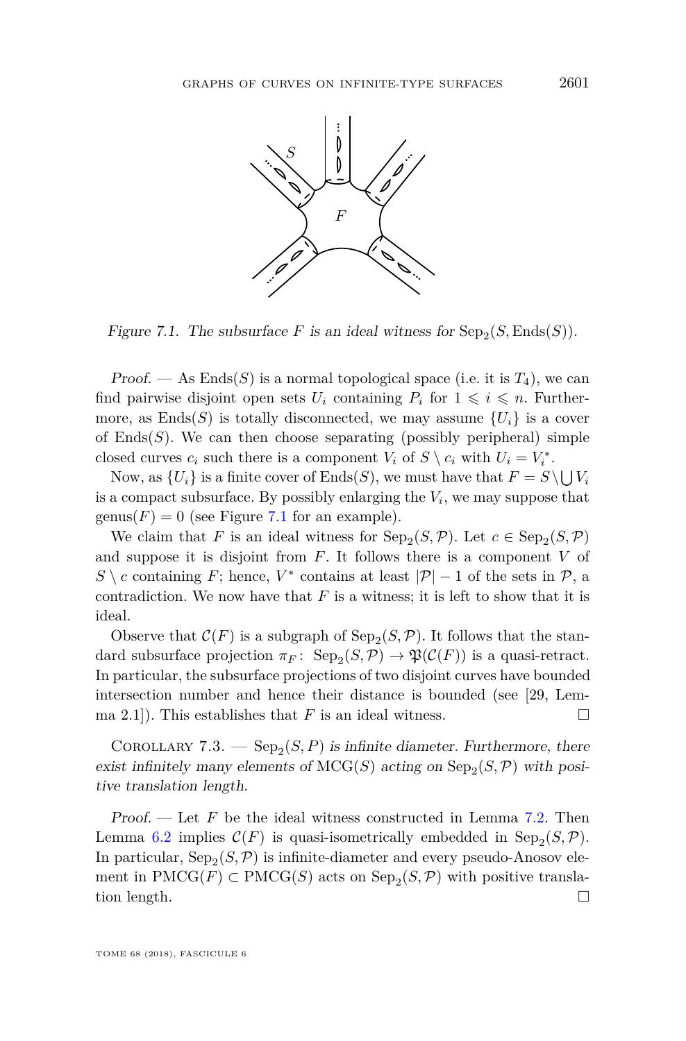*Figure 7.1. The subsurface $F$ is an ideal witness for $\mathrm{Sep}_2(S, \mathrm{Ends}(S))$.*

*Proof.* — As $\mathrm{Ends}(S)$ is a normal topological space (i.e. it is $T_4$), we can find pairwise disjoint open sets $U_i$ containing $P_i$ for $1 \leqslant i \leqslant n$. Furthermore, as $\mathrm{Ends}(S)$ is totally disconnected, we may assume $\{U_i\}$ is a cover of $\mathrm{Ends}(S)$. We can then choose separating (possibly peripheral) simple closed curves $c_i$ such there is a component $V_i$ of $S \setminus c_i$ with $U_i = V_i^*$.

Now, as $\{U_i\}$ is a finite cover of $\mathrm{Ends}(S)$, we must have that $F = S \setminus \bigcup V_i$ is a compact subsurface. By possibly enlarging the $V_i$, we may suppose that $\mathrm{genus}(F) = 0$ (see Figure 7.1 for an example).

We claim that $F$ is an ideal witness for $\mathrm{Sep}_2(S, \mathcal{P})$. Let $c \in \mathrm{Sep}_2(S, \mathcal{P})$ and suppose it is disjoint from $F$. It follows there is a component $V$ of $S \setminus c$ containing $F$; hence, $V^*$ contains at least $|\mathcal{P}| - 1$ of the sets in $\mathcal{P}$, a contradiction. We now have that $F$ is a witness; it is left to show that it is ideal.

Observe that $\mathcal{C}(F)$ is a subgraph of $\mathrm{Sep}_2(S, \mathcal{P})$. It follows that the standard subsurface projection $\pi_F \colon \mathrm{Sep}_2(S, \mathcal{P}) \to \mathfrak{P}(\mathcal{C}(F))$ is a quasi-retract. In particular, the subsurface projections of two disjoint curves have bounded intersection number and hence their distance is bounded (see [29, Lemma 2.1]). This establishes that $F$ is an ideal witness. $\square$

Corollary 7.3. — *$\mathrm{Sep}_2(S, P)$ is infinite diameter. Furthermore, there exist infinitely many elements of $\mathrm{MCG}(S)$ acting on $\mathrm{Sep}_2(S, \mathcal{P})$ with positive translation length.*

*Proof.* — Let $F$ be the ideal witness constructed in Lemma 7.2. Then Lemma 6.2 implies $\mathcal{C}(F)$ is quasi-isometrically embedded in $\mathrm{Sep}_2(S, \mathcal{P})$. In particular, $\mathrm{Sep}_2(S, \mathcal{P})$ is infinite-diameter and every pseudo-Anosov element in $\mathrm{PMCG}(F) \subset \mathrm{PMCG}(S)$ acts on $\mathrm{Sep}_2(S, \mathcal{P})$ with positive translation length. $\square$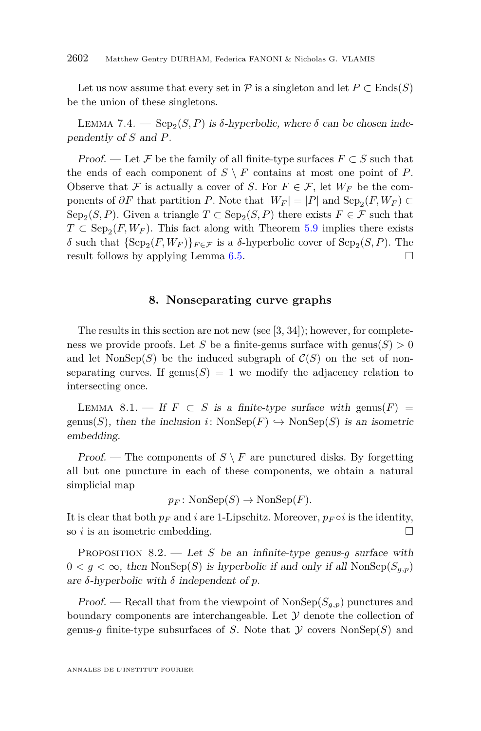Let us now assume that every set in $\mathcal{P}$ is a singleton and let $P \subset \mathrm{Ends}(S)$ be the union of these singletons.

Lemma 7.4. — *$\mathrm{Sep}_2(S, P)$ is $\delta$-hyperbolic, where $\delta$ can be chosen independently of $S$ and $P$.*

*Proof.* — Let $\mathcal{F}$ be the family of all finite-type surfaces $F \subset S$ such that the ends of each component of $S \setminus F$ contains at most one point of $P$. Observe that $\mathcal{F}$ is actually a cover of $S$. For $F \in \mathcal{F}$, let $W_F$ be the components of $\partial F$ that partition $P$. Note that $|W_F| = |P|$ and $\mathrm{Sep}_2(F, W_F) \subset \mathrm{Sep}_2(S, P)$. Given a triangle $T \subset \mathrm{Sep}_2(S, P)$ there exists $F \in \mathcal{F}$ such that $T \subset \mathrm{Sep}_2(F, W_F)$. This fact along with Theorem 5.9 implies there exists $\delta$ such that $\{\mathrm{Sep}_2(F, W_F)\}_{F \in \mathcal{F}}$ is a $\delta$-hyperbolic cover of $\mathrm{Sep}_2(S, P)$. The result follows by applying Lemma 6.5. □

## 8. Nonseparating curve graphs

The results in this section are not new (see [3, 34]); however, for completeness we provide proofs. Let $S$ be a finite-genus surface with $\mathrm{genus}(S) > 0$ and let $\mathrm{NonSep}(S)$ be the induced subgraph of $\mathcal{C}(S)$ on the set of nonseparating curves. If $\mathrm{genus}(S) = 1$ we modify the adjacency relation to intersecting once.

Lemma 8.1. — *If $F \subset S$ is a finite-type surface with $\mathrm{genus}(F) = \mathrm{genus}(S)$, then the inclusion $i\colon \mathrm{NonSep}(F) \hookrightarrow \mathrm{NonSep}(S)$ is an isometric embedding.*

*Proof.* — The components of $S \setminus F$ are punctured disks. By forgetting all but one puncture in each of these components, we obtain a natural simplicial map

$$p_F\colon \mathrm{NonSep}(S) \to \mathrm{NonSep}(F).$$

It is clear that both $p_F$ and $i$ are 1-Lipschitz. Moreover, $p_F \circ i$ is the identity, so $i$ is an isometric embedding. □

Proposition 8.2. — *Let $S$ be an infinite-type genus-$g$ surface with $0 < g < \infty$, then $\mathrm{NonSep}(S)$ is hyperbolic if and only if all $\mathrm{NonSep}(S_{g,p})$ are $\delta$-hyperbolic with $\delta$ independent of $p$.*

*Proof.* — Recall that from the viewpoint of $\mathrm{NonSep}(S_{g,p})$ punctures and boundary components are interchangeable. Let $\mathcal{Y}$ denote the collection of genus-$g$ finite-type subsurfaces of $S$. Note that $\mathcal{Y}$ covers $\mathrm{NonSep}(S)$ and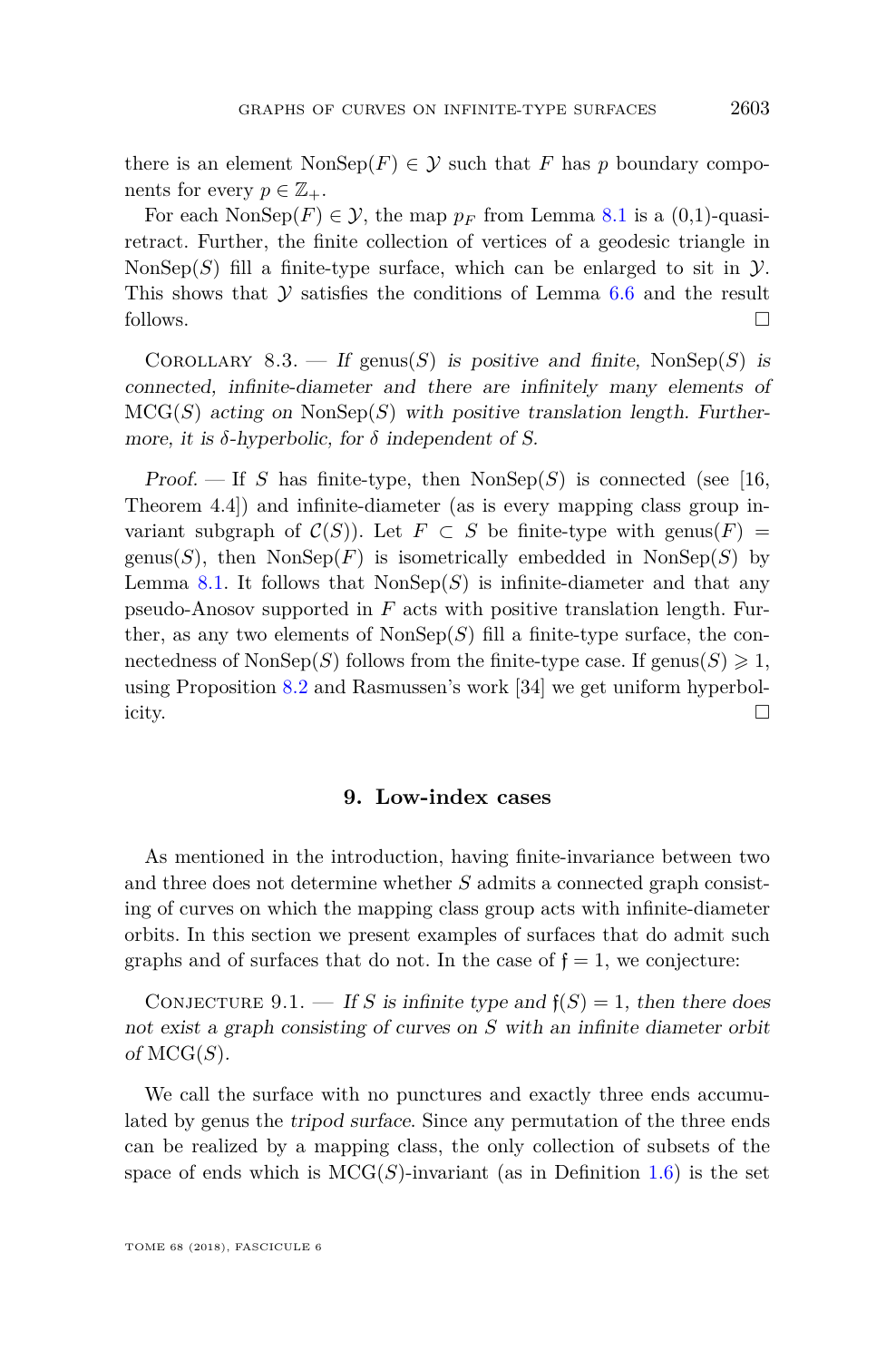there is an element $\mathrm{NonSep}(F) \in \mathcal{Y}$ such that $F$ has $p$ boundary components for every $p \in \mathbb{Z}_+$.

For each $\mathrm{NonSep}(F) \in \mathcal{Y}$, the map $p_F$ from Lemma 8.1 is a (0,1)-quasi-retract. Further, the finite collection of vertices of a geodesic triangle in $\mathrm{NonSep}(S)$ fill a finite-type surface, which can be enlarged to sit in $\mathcal{Y}$. This shows that $\mathcal{Y}$ satisfies the conditions of Lemma 6.6 and the result follows. □

Corollary 8.3. — *If $\mathrm{genus}(S)$ is positive and finite, $\mathrm{NonSep}(S)$ is connected, infinite-diameter and there are infinitely many elements of $\mathrm{MCG}(S)$ acting on $\mathrm{NonSep}(S)$ with positive translation length. Furthermore, it is $\delta$-hyperbolic, for $\delta$ independent of $S$.*

*Proof.* — If $S$ has finite-type, then $\mathrm{NonSep}(S)$ is connected (see [16, Theorem 4.4]) and infinite-diameter (as is every mapping class group invariant subgraph of $\mathcal{C}(S)$). Let $F \subset S$ be finite-type with $\mathrm{genus}(F) = \mathrm{genus}(S)$, then $\mathrm{NonSep}(F)$ is isometrically embedded in $\mathrm{NonSep}(S)$ by Lemma 8.1. It follows that $\mathrm{NonSep}(S)$ is infinite-diameter and that any pseudo-Anosov supported in $F$ acts with positive translation length. Further, as any two elements of $\mathrm{NonSep}(S)$ fill a finite-type surface, the connectedness of $\mathrm{NonSep}(S)$ follows from the finite-type case. If $\mathrm{genus}(S) \geqslant 1$, using Proposition 8.2 and Rasmussen's work [34] we get uniform hyperbolicity. □

## 9. Low-index cases

As mentioned in the introduction, having finite-invariance between two and three does not determine whether $S$ admits a connected graph consisting of curves on which the mapping class group acts with infinite-diameter orbits. In this section we present examples of surfaces that do admit such graphs and of surfaces that do not. In the case of $\mathfrak{f} = 1$, we conjecture:

Conjecture 9.1. — *If $S$ is infinite type and $\mathfrak{f}(S) = 1$, then there does not exist a graph consisting of curves on $S$ with an infinite diameter orbit of $\mathrm{MCG}(S)$.*

We call the surface with no punctures and exactly three ends accumulated by genus the *tripod surface*. Since any permutation of the three ends can be realized by a mapping class, the only collection of subsets of the space of ends which is $\mathrm{MCG}(S)$-invariant (as in Definition 1.6) is the set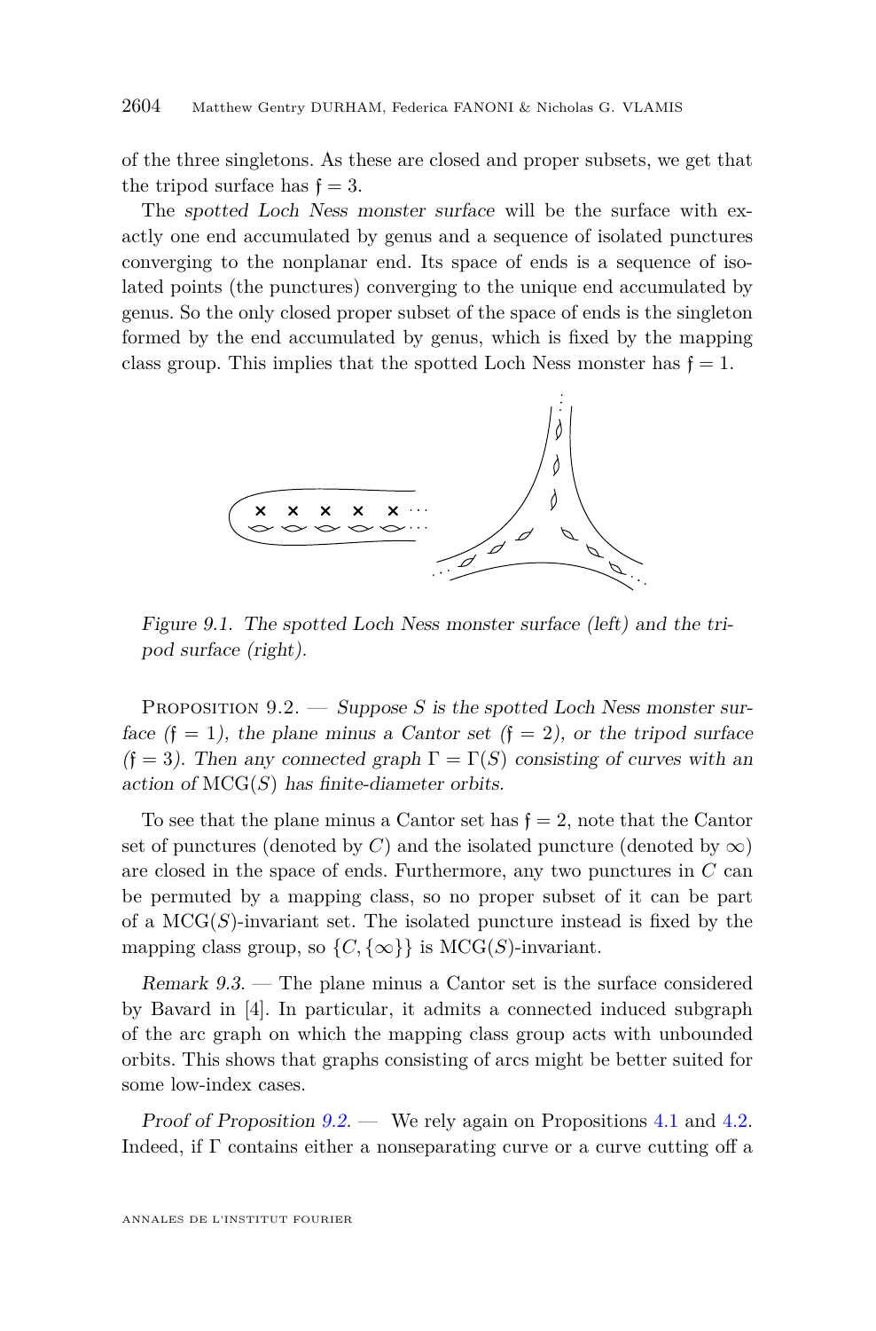of the three singletons. As these are closed and proper subsets, we get that the tripod surface has $\mathfrak{f} = 3$.

The *spotted Loch Ness monster surface* will be the surface with exactly one end accumulated by genus and a sequence of isolated punctures converging to the nonplanar end. Its space of ends is a sequence of isolated points (the punctures) converging to the unique end accumulated by genus. So the only closed proper subset of the space of ends is the singleton formed by the end accumulated by genus, which is fixed by the mapping class group. This implies that the spotted Loch Ness monster has $\mathfrak{f} = 1$.

*Figure 9.1. The spotted Loch Ness monster surface (left) and the tripod surface (right).*

Proposition 9.2. — *Suppose $S$ is the spotted Loch Ness monster surface ($\mathfrak{f} = 1$), the plane minus a Cantor set ($\mathfrak{f} = 2$), or the tripod surface ($\mathfrak{f} = 3$). Then any connected graph $\Gamma = \Gamma(S)$ consisting of curves with an action of $\mathrm{MCG}(S)$ has finite-diameter orbits.*

To see that the plane minus a Cantor set has $\mathfrak{f} = 2$, note that the Cantor set of punctures (denoted by $C$) and the isolated puncture (denoted by $\infty$) are closed in the space of ends. Furthermore, any two punctures in $C$ can be permuted by a mapping class, so no proper subset of it can be part of a $\mathrm{MCG}(S)$-invariant set. The isolated puncture instead is fixed by the mapping class group, so $\{C, \{\infty\}\}$ is $\mathrm{MCG}(S)$-invariant.

*Remark 9.3.* — The plane minus a Cantor set is the surface considered by Bavard in [4]. In particular, it admits a connected induced subgraph of the arc graph on which the mapping class group acts with unbounded orbits. This shows that graphs consisting of arcs might be better suited for some low-index cases.

*Proof of Proposition 9.2.* — We rely again on Propositions 4.1 and 4.2. Indeed, if $\Gamma$ contains either a nonseparating curve or a curve cutting off a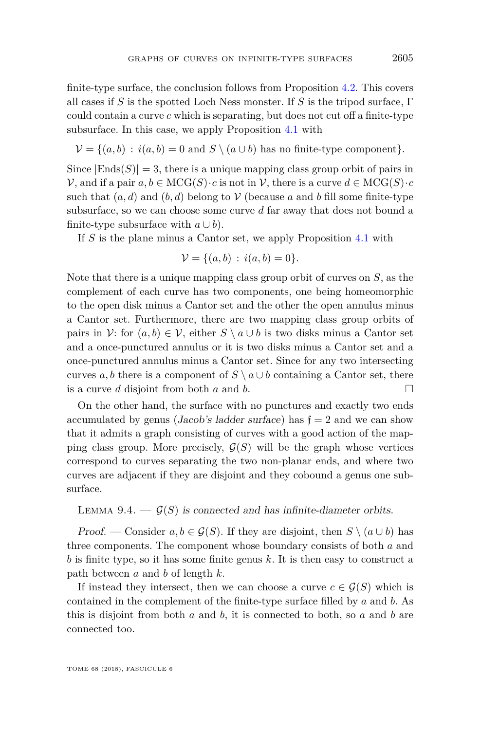finite-type surface, the conclusion follows from Proposition 4.2. This covers all cases if $S$ is the spotted Loch Ness monster. If $S$ is the tripod surface, $\Gamma$ could contain a curve $c$ which is separating, but does not cut off a finite-type subsurface. In this case, we apply Proposition 4.1 with

$$\mathcal{V} = \{(a,b) \,:\, i(a,b)=0 \text{ and } S\setminus(a\cup b) \text{ has no finite-type component}\}.$$

Since $|\mathrm{Ends}(S)|=3$, there is a unique mapping class group orbit of pairs in $\mathcal{V}$, and if a pair $a,b\in \mathrm{MCG}(S)\cdot c$ is not in $\mathcal{V}$, there is a curve $d\in \mathrm{MCG}(S)\cdot c$ such that $(a,d)$ and $(b,d)$ belong to $\mathcal{V}$ (because $a$ and $b$ fill some finite-type subsurface, so we can choose some curve $d$ far away that does not bound a finite-type subsurface with $a\cup b$).

If $S$ is the plane minus a Cantor set, we apply Proposition 4.1 with

$$\mathcal{V} = \{(a,b) \,:\, i(a,b)=0\}.$$

Note that there is a unique mapping class group orbit of curves on $S$, as the complement of each curve has two components, one being homeomorphic to the open disk minus a Cantor set and the other the open annulus minus a Cantor set. Furthermore, there are two mapping class group orbits of pairs in $\mathcal{V}$: for $(a,b)\in\mathcal{V}$, either $S\setminus a\cup b$ is two disks minus a Cantor set and a once-punctured annulus or it is two disks minus a Cantor set and a once-punctured annulus minus a Cantor set. Since for any two intersecting curves $a,b$ there is a component of $S\setminus a\cup b$ containing a Cantor set, there is a curve $d$ disjoint from both $a$ and $b$. □

On the other hand, the surface with no punctures and exactly two ends accumulated by genus (*Jacob's ladder surface*) has $\mathfrak{f}=2$ and we can show that it admits a graph consisting of curves with a good action of the mapping class group. More precisely, $\mathcal{G}(S)$ will be the graph whose vertices correspond to curves separating the two non-planar ends, and where two curves are adjacent if they are disjoint and they cobound a genus one subsurface.

Lemma 9.4. — *$\mathcal{G}(S)$ is connected and has infinite-diameter orbits.*

*Proof.* — Consider $a,b\in\mathcal{G}(S)$. If they are disjoint, then $S\setminus(a\cup b)$ has three components. The component whose boundary consists of both $a$ and $b$ is finite type, so it has some finite genus $k$. It is then easy to construct a path between $a$ and $b$ of length $k$.

If instead they intersect, then we can choose a curve $c\in\mathcal{G}(S)$ which is contained in the complement of the finite-type surface filled by $a$ and $b$. As this is disjoint from both $a$ and $b$, it is connected to both, so $a$ and $b$ are connected too.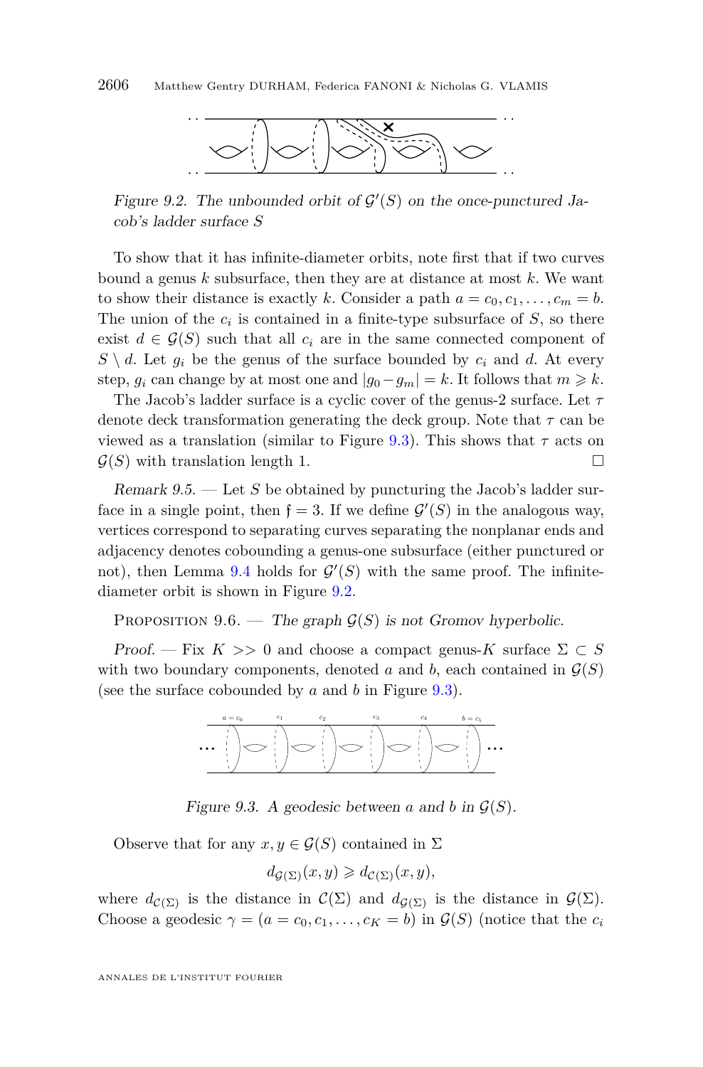Figure 9.2. The unbounded orbit of $\mathcal{G}'(S)$ on the once-punctured Jacob's ladder surface $S$

To show that it has infinite-diameter orbits, note first that if two curves bound a genus $k$ subsurface, then they are at distance at most $k$. We want to show their distance is exactly $k$. Consider a path $a = c_0, c_1, \ldots, c_m = b$. The union of the $c_i$ is contained in a finite-type subsurface of $S$, so there exist $d \in \mathcal{G}(S)$ such that all $c_i$ are in the same connected component of $S \setminus d$. Let $g_i$ be the genus of the surface bounded by $c_i$ and $d$. At every step, $g_i$ can change by at most one and $|g_0 - g_m| = k$. It follows that $m \geqslant k$.

The Jacob's ladder surface is a cyclic cover of the genus-2 surface. Let $\tau$ denote deck transformation generating the deck group. Note that $\tau$ can be viewed as a translation (similar to Figure 9.3). This shows that $\tau$ acts on $\mathcal{G}(S)$ with translation length 1. □

*Remark 9.5.* — Let $S$ be obtained by puncturing the Jacob's ladder surface in a single point, then $\mathfrak{f} = 3$. If we define $\mathcal{G}'(S)$ in the analogous way, vertices correspond to separating curves separating the nonplanar ends and adjacency denotes cobounding a genus-one subsurface (either punctured or not), then Lemma 9.4 holds for $\mathcal{G}'(S)$ with the same proof. The infinite-diameter orbit is shown in Figure 9.2.

Proposition 9.6. — *The graph $\mathcal{G}(S)$ is not Gromov hyperbolic.*

*Proof.* — Fix $K >> 0$ and choose a compact genus-$K$ surface $\Sigma \subset S$ with two boundary components, denoted $a$ and $b$, each contained in $\mathcal{G}(S)$ (see the surface cobounded by $a$ and $b$ in Figure 9.3).

Figure 9.3. A geodesic between $a$ and $b$ in $\mathcal{G}(S)$.

Observe that for any $x, y \in \mathcal{G}(S)$ contained in $\Sigma$

$$d_{\mathcal{G}(\Sigma)}(x, y) \geqslant d_{\mathcal{C}(\Sigma)}(x, y),$$

where $d_{\mathcal{C}(\Sigma)}$ is the distance in $\mathcal{C}(\Sigma)$ and $d_{\mathcal{G}(\Sigma)}$ is the distance in $\mathcal{G}(\Sigma)$. Choose a geodesic $\gamma = (a = c_0, c_1, \ldots, c_K = b)$ in $\mathcal{G}(S)$ (notice that the $c_i$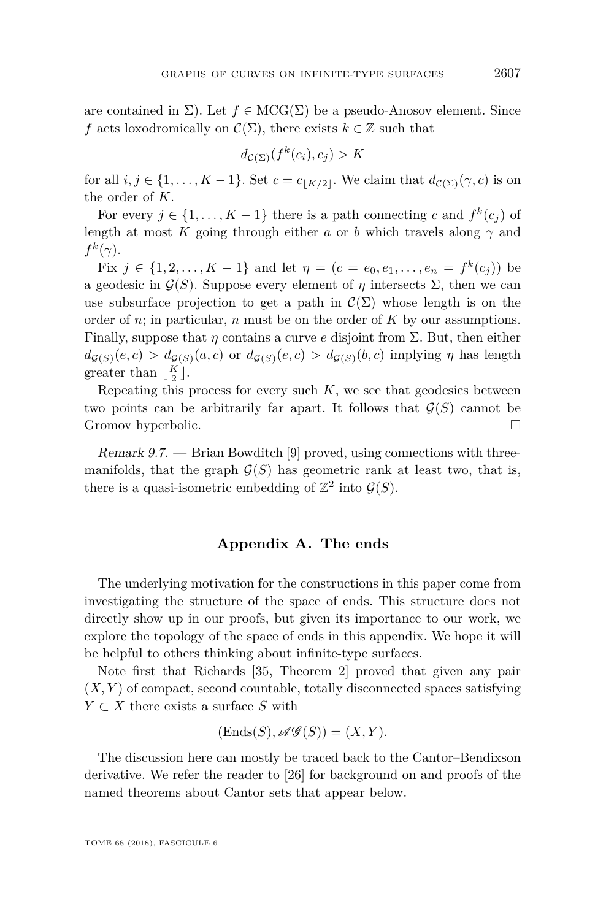are contained in $\Sigma$). Let $f \in \mathrm{MCG}(\Sigma)$ be a pseudo-Anosov element. Since $f$ acts loxodromically on $\mathcal{C}(\Sigma)$, there exists $k \in \mathbb{Z}$ such that

$$d_{\mathcal{C}(\Sigma)}(f^k(c_i), c_j) > K$$

for all $i, j \in \{1, \ldots, K-1\}$. Set $c = c_{\lfloor K/2 \rfloor}$. We claim that $d_{\mathcal{C}(\Sigma)}(\gamma, c)$ is on the order of $K$.

For every $j \in \{1, \ldots, K-1\}$ there is a path connecting $c$ and $f^k(c_j)$ of length at most $K$ going through either $a$ or $b$ which travels along $\gamma$ and $f^k(\gamma)$.

Fix $j \in \{1, 2, \ldots, K-1\}$ and let $\eta = (c = e_0, e_1, \ldots, e_n = f^k(c_j))$ be a geodesic in $\mathcal{G}(S)$. Suppose every element of $\eta$ intersects $\Sigma$, then we can use subsurface projection to get a path in $\mathcal{C}(\Sigma)$ whose length is on the order of $n$; in particular, $n$ must be on the order of $K$ by our assumptions. Finally, suppose that $\eta$ contains a curve $e$ disjoint from $\Sigma$. But, then either $d_{\mathcal{G}(S)}(e, c) > d_{\mathcal{G}(S)}(a, c)$ or $d_{\mathcal{G}(S)}(e, c) > d_{\mathcal{G}(S)}(b, c)$ implying $\eta$ has length greater than $\lfloor \frac{K}{2} \rfloor$.

Repeating this process for every such $K$, we see that geodesics between two points can be arbitrarily far apart. It follows that $\mathcal{G}(S)$ cannot be Gromov hyperbolic. □

*Remark 9.7.* — Brian Bowditch [9] proved, using connections with three-manifolds, that the graph $\mathcal{G}(S)$ has geometric rank at least two, that is, there is a quasi-isometric embedding of $\mathbb{Z}^2$ into $\mathcal{G}(S)$.

## Appendix A. The ends

The underlying motivation for the constructions in this paper come from investigating the structure of the space of ends. This structure does not directly show up in our proofs, but given its importance to our work, we explore the topology of the space of ends in this appendix. We hope it will be helpful to others thinking about infinite-type surfaces.

Note first that Richards [35, Theorem 2] proved that given any pair $(X, Y)$ of compact, second countable, totally disconnected spaces satisfying $Y \subset X$ there exists a surface $S$ with

$$(\mathrm{Ends}(S), \mathscr{AG}(S)) = (X, Y).$$

The discussion here can mostly be traced back to the Cantor–Bendixson derivative. We refer the reader to [26] for background on and proofs of the named theorems about Cantor sets that appear below.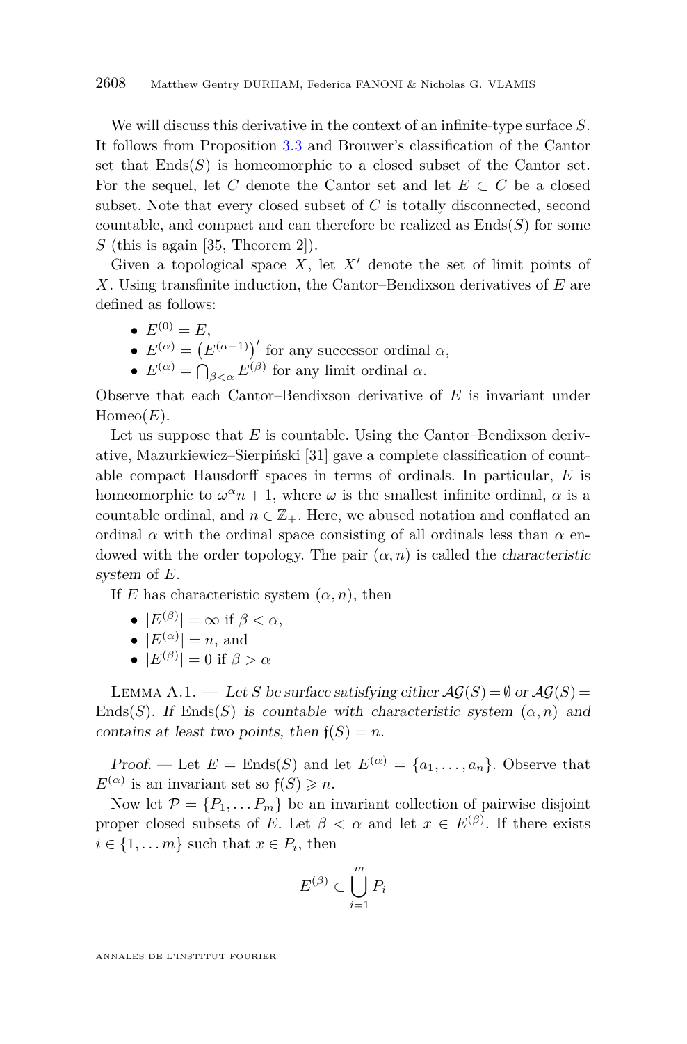We will discuss this derivative in the context of an infinite-type surface $S$. It follows from Proposition 3.3 and Brouwer's classification of the Cantor set that $\mathrm{Ends}(S)$ is homeomorphic to a closed subset of the Cantor set. For the sequel, let $C$ denote the Cantor set and let $E \subset C$ be a closed subset. Note that every closed subset of $C$ is totally disconnected, second countable, and compact and can therefore be realized as $\mathrm{Ends}(S)$ for some $S$ (this is again [35, Theorem 2]).

Given a topological space $X$, let $X'$ denote the set of limit points of $X$. Using transfinite induction, the Cantor–Bendixson derivatives of $E$ are defined as follows:

- $E^{(0)} = E$,
- $E^{(\alpha)} = \left(E^{(\alpha-1)}\right)'$ for any successor ordinal $\alpha$,
- $E^{(\alpha)} = \bigcap_{\beta<\alpha} E^{(\beta)}$ for any limit ordinal $\alpha$.

Observe that each Cantor–Bendixson derivative of $E$ is invariant under $\mathrm{Homeo}(E)$.

Let us suppose that $E$ is countable. Using the Cantor–Bendixson derivative, Mazurkiewicz–Sierpiński [31] gave a complete classification of countable compact Hausdorff spaces in terms of ordinals. In particular, $E$ is homeomorphic to $\omega^\alpha n + 1$, where $\omega$ is the smallest infinite ordinal, $\alpha$ is a countable ordinal, and $n \in \mathbb{Z}_+$. Here, we abused notation and conflated an ordinal $\alpha$ with the ordinal space consisting of all ordinals less than $\alpha$ endowed with the order topology. The pair $(\alpha, n)$ is called the *characteristic system* of $E$.

If $E$ has characteristic system $(\alpha, n)$, then

- $|E^{(\beta)}| = \infty$ if $\beta < \alpha$,
- $|E^{(\alpha)}| = n$, and
- $|E^{(\beta)}| = 0$ if $\beta > \alpha$

Lemma A.1. — *Let $S$ be surface satisfying either $\mathcal{AG}(S) = \emptyset$ or $\mathcal{AG}(S) = \mathrm{Ends}(S)$. If $\mathrm{Ends}(S)$ is countable with characteristic system $(\alpha, n)$ and contains at least two points, then $\mathfrak{f}(S) = n$.*

*Proof.* — Let $E = \mathrm{Ends}(S)$ and let $E^{(\alpha)} = \{a_1, \ldots, a_n\}$. Observe that $E^{(\alpha)}$ is an invariant set so $\mathfrak{f}(S) \geqslant n$.

Now let $\mathcal{P} = \{P_1, \ldots P_m\}$ be an invariant collection of pairwise disjoint proper closed subsets of $E$. Let $\beta < \alpha$ and let $x \in E^{(\beta)}$. If there exists $i \in \{1, \ldots m\}$ such that $x \in P_i$, then

$$E^{(\beta)} \subset \bigcup_{i=1}^{m} P_i$$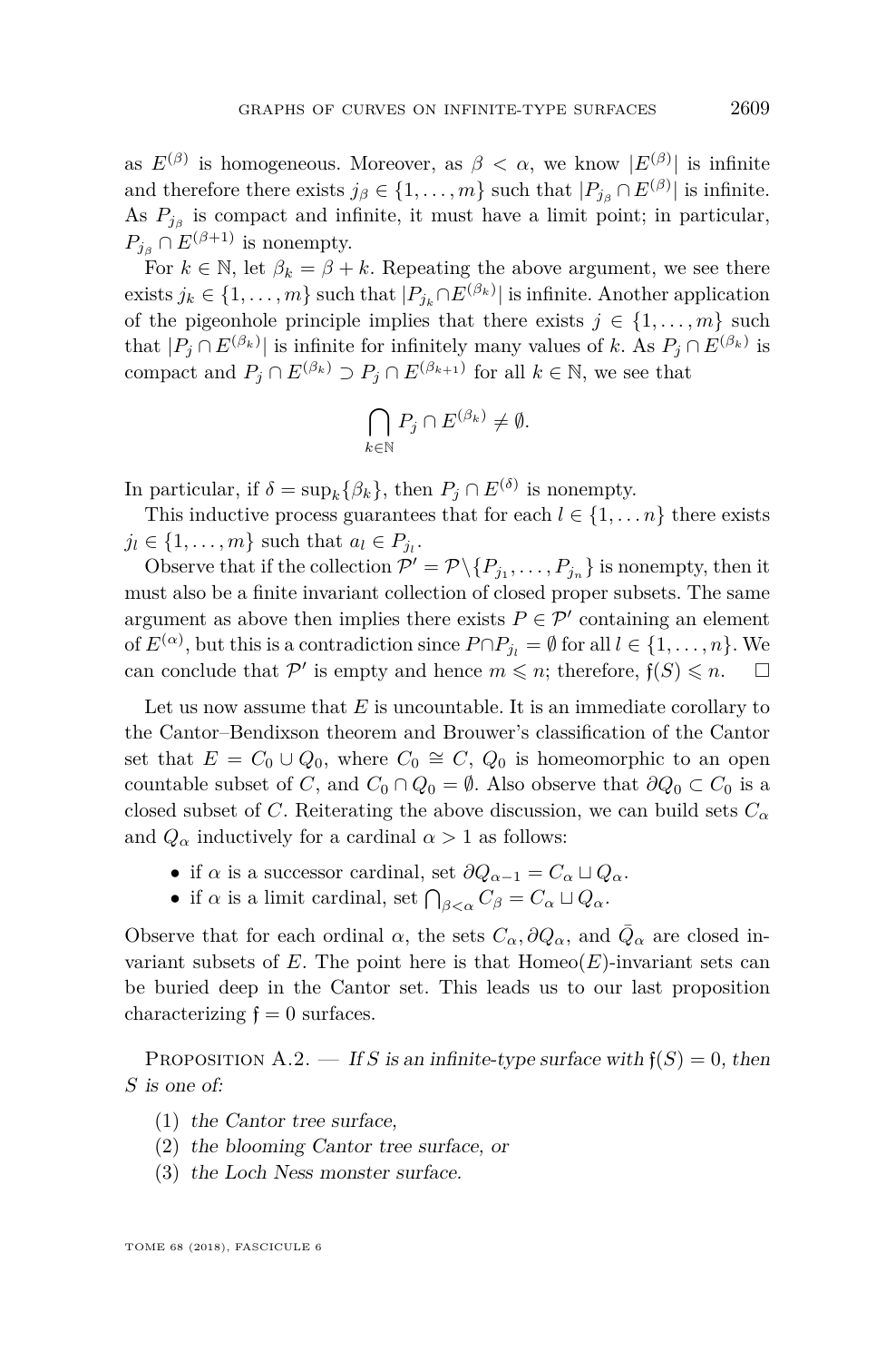as $E^{(\beta)}$ is homogeneous. Moreover, as $\beta < \alpha$, we know $|E^{(\beta)}|$ is infinite and therefore there exists $j_\beta \in \{1, \dots, m\}$ such that $|P_{j_\beta} \cap E^{(\beta)}|$ is infinite. As $P_{j_\beta}$ is compact and infinite, it must have a limit point; in particular, $P_{j_\beta} \cap E^{(\beta+1)}$ is nonempty.

For $k \in \mathbb{N}$, let $\beta_k = \beta + k$. Repeating the above argument, we see there exists $j_k \in \{1, \dots, m\}$ such that $|P_{j_k} \cap E^{(\beta_k)}|$ is infinite. Another application of the pigeonhole principle implies that there exists $j \in \{1, \dots, m\}$ such that $|P_j \cap E^{(\beta_k)}|$ is infinite for infinitely many values of $k$. As $P_j \cap E^{(\beta_k)}$ is compact and $P_j \cap E^{(\beta_k)} \supset P_j \cap E^{(\beta_{k+1})}$ for all $k \in \mathbb{N}$, we see that

$$\bigcap_{k \in \mathbb{N}} P_j \cap E^{(\beta_k)} \neq \emptyset.$$

In particular, if $\delta = \sup_k\{\beta_k\}$, then $P_j \cap E^{(\delta)}$ is nonempty.

This inductive process guarantees that for each $l \in \{1, \dots n\}$ there exists $j_l \in \{1, \dots, m\}$ such that $a_l \in P_{j_l}$.

Observe that if the collection $\mathcal{P}' = \mathcal{P} \backslash \{P_{j_1}, \dots, P_{j_n}\}$ is nonempty, then it must also be a finite invariant collection of closed proper subsets. The same argument as above then implies there exists $P \in \mathcal{P}'$ containing an element of $E^{(\alpha)}$, but this is a contradiction since $P \cap P_{j_l} = \emptyset$ for all $l \in \{1, \dots, n\}$. We can conclude that $\mathcal{P}'$ is empty and hence $m \leqslant n$; therefore, $\mathfrak{f}(S) \leqslant n$. $\square$

Let us now assume that $E$ is uncountable. It is an immediate corollary to the Cantor–Bendixson theorem and Brouwer's classification of the Cantor set that $E = C_0 \cup Q_0$, where $C_0 \cong C$, $Q_0$ is homeomorphic to an open countable subset of $C$, and $C_0 \cap Q_0 = \emptyset$. Also observe that $\partial Q_0 \subset C_0$ is a closed subset of $C$. Reiterating the above discussion, we can build sets $C_\alpha$ and $Q_\alpha$ inductively for a cardinal $\alpha > 1$ as follows:

- if $\alpha$ is a successor cardinal, set $\partial Q_{\alpha-1} = C_\alpha \sqcup Q_\alpha$.
- if $\alpha$ is a limit cardinal, set $\bigcap_{\beta<\alpha} C_\beta = C_\alpha \sqcup Q_\alpha$.

Observe that for each ordinal $\alpha$, the sets $C_\alpha, \partial Q_\alpha$, and $\bar{Q}_\alpha$ are closed invariant subsets of $E$. The point here is that $\mathrm{Homeo}(E)$-invariant sets can be buried deep in the Cantor set. This leads us to our last proposition characterizing $\mathfrak{f} = 0$ surfaces.

Proposition A.2. — *If $S$ is an infinite-type surface with $\mathfrak{f}(S) = 0$, then $S$ is one of:*

(1) *the Cantor tree surface,*
(2) *the blooming Cantor tree surface, or*
(3) *the Loch Ness monster surface.*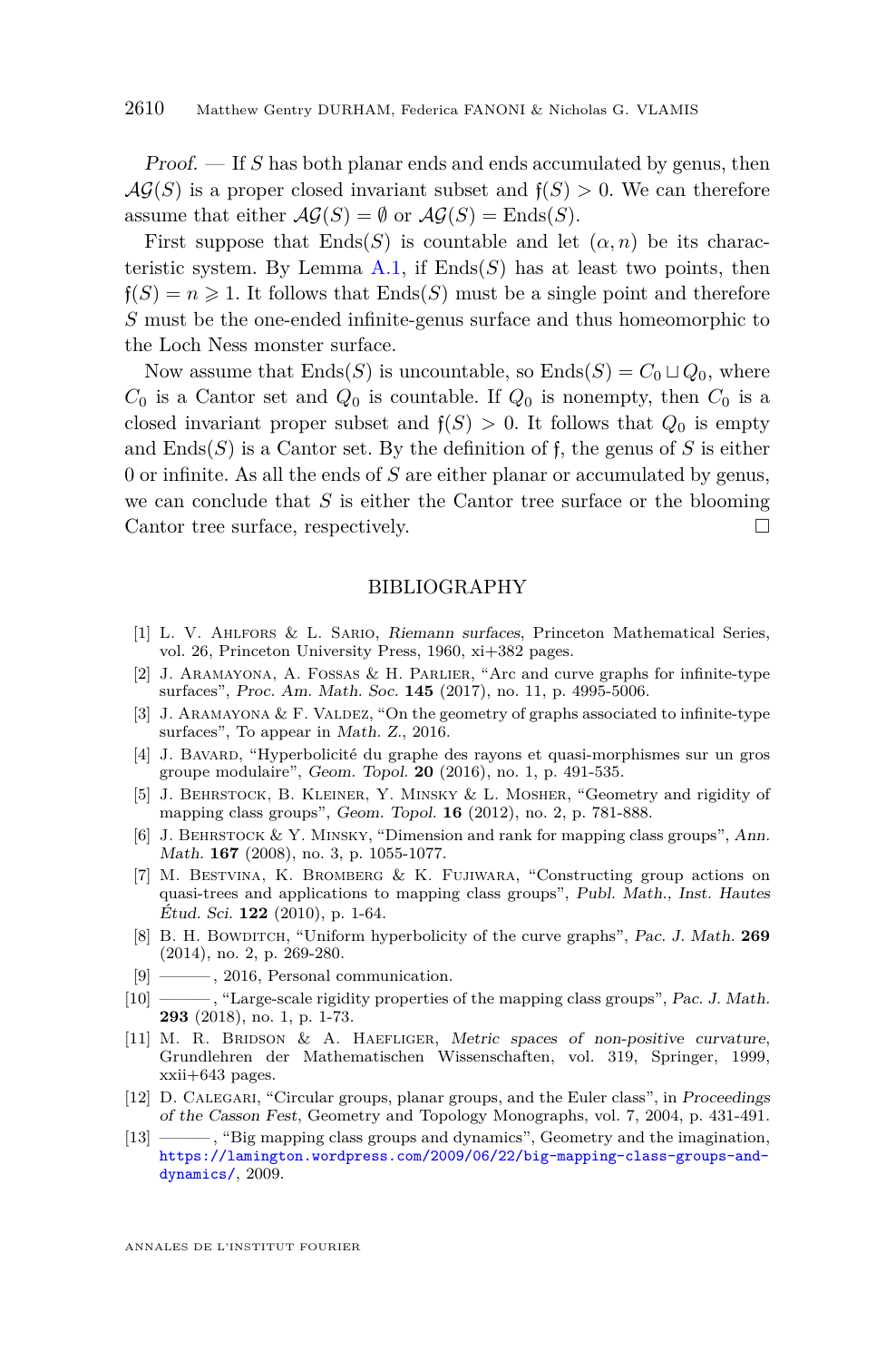*Proof.* — If $S$ has both planar ends and ends accumulated by genus, then $\mathcal{AG}(S)$ is a proper closed invariant subset and $\mathfrak{f}(S) > 0$. We can therefore assume that either $\mathcal{AG}(S) = \emptyset$ or $\mathcal{AG}(S) = \mathrm{Ends}(S)$.

First suppose that $\mathrm{Ends}(S)$ is countable and let $(\alpha, n)$ be its characteristic system. By Lemma A.1, if $\mathrm{Ends}(S)$ has at least two points, then $\mathfrak{f}(S) = n \geqslant 1$. It follows that $\mathrm{Ends}(S)$ must be a single point and therefore $S$ must be the one-ended infinite-genus surface and thus homeomorphic to the Loch Ness monster surface.

Now assume that $\mathrm{Ends}(S)$ is uncountable, so $\mathrm{Ends}(S) = C_0 \sqcup Q_0$, where $C_0$ is a Cantor set and $Q_0$ is countable. If $Q_0$ is nonempty, then $C_0$ is a closed invariant proper subset and $\mathfrak{f}(S) > 0$. It follows that $Q_0$ is empty and $\mathrm{Ends}(S)$ is a Cantor set. By the definition of $\mathfrak{f}$, the genus of $S$ is either 0 or infinite. As all the ends of $S$ are either planar or accumulated by genus, we can conclude that $S$ is either the Cantor tree surface or the blooming Cantor tree surface, respectively. □

## BIBLIOGRAPHY

[1] L. V. Ahlfors & L. Sario, *Riemann surfaces*, Princeton Mathematical Series, vol. 26, Princeton University Press, 1960, xi+382 pages.

[2] J. Aramayona, A. Fossas & H. Parlier, "Arc and curve graphs for infinite-type surfaces", *Proc. Am. Math. Soc.* **145** (2017), no. 11, p. 4995-5006.

[3] J. Aramayona & F. Valdez, "On the geometry of graphs associated to infinite-type surfaces", To appear in *Math. Z.*, 2016.

[4] J. Bavard, "Hyperbolicité du graphe des rayons et quasi-morphismes sur un gros groupe modulaire", *Geom. Topol.* **20** (2016), no. 1, p. 491-535.

[5] J. Behrstock, B. Kleiner, Y. Minsky & L. Mosher, "Geometry and rigidity of mapping class groups", *Geom. Topol.* **16** (2012), no. 2, p. 781-888.

[6] J. Behrstock & Y. Minsky, "Dimension and rank for mapping class groups", *Ann. Math.* **167** (2008), no. 3, p. 1055-1077.

[7] M. Bestvina, K. Bromberg & K. Fujiwara, "Constructing group actions on quasi-trees and applications to mapping class groups", *Publ. Math., Inst. Hautes Étud. Sci.* **122** (2010), p. 1-64.

[8] B. H. Bowditch, "Uniform hyperbolicity of the curve graphs", *Pac. J. Math.* **269** (2014), no. 2, p. 269-280.

[9] ———, 2016, Personal communication.

[10] ———, "Large-scale rigidity properties of the mapping class groups", *Pac. J. Math.* **293** (2018), no. 1, p. 1-73.

[11] M. R. Bridson & A. Haefliger, *Metric spaces of non-positive curvature*, Grundlehren der Mathematischen Wissenschaften, vol. 319, Springer, 1999, xxii+643 pages.

[12] D. Calegari, "Circular groups, planar groups, and the Euler class", in *Proceedings of the Casson Fest*, Geometry and Topology Monographs, vol. 7, 2004, p. 431-491.

[13] ———, "Big mapping class groups and dynamics", Geometry and the imagination, https://lamington.wordpress.com/2009/06/22/big-mapping-class-groups-and-dynamics/, 2009.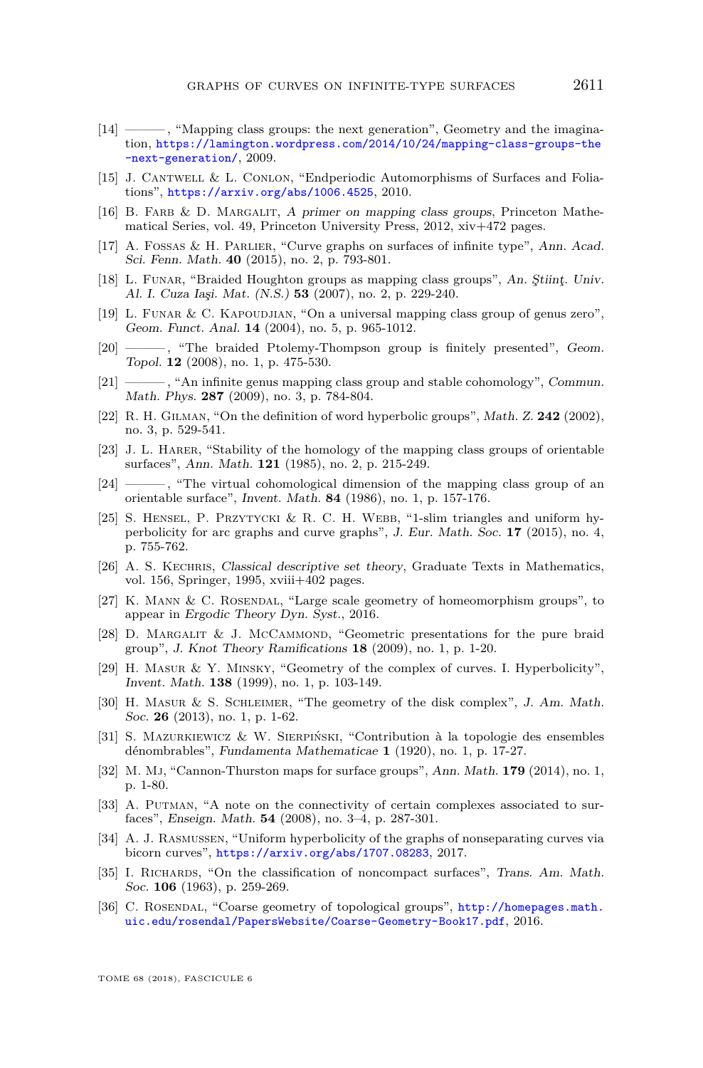[14] ———, "Mapping class groups: the next generation", Geometry and the imagination, https://lamington.wordpress.com/2014/10/24/mapping-class-groups-the-next-generation/, 2009.

[15] J. Cantwell & L. Conlon, "Endperiodic Automorphisms of Surfaces and Foliations", https://arxiv.org/abs/1006.4525, 2010.

[16] B. Farb & D. Margalit, *A primer on mapping class groups*, Princeton Mathematical Series, vol. 49, Princeton University Press, 2012, xiv+472 pages.

[17] A. Fossas & H. Parlier, "Curve graphs on surfaces of infinite type", *Ann. Acad. Sci. Fenn. Math.* **40** (2015), no. 2, p. 793-801.

[18] L. Funar, "Braided Houghton groups as mapping class groups", *An. Ştiinţ. Univ. Al. I. Cuza Iaşi. Mat. (N.S.)* **53** (2007), no. 2, p. 229-240.

[19] L. Funar & C. Kapoudjian, "On a universal mapping class group of genus zero", *Geom. Funct. Anal.* **14** (2004), no. 5, p. 965-1012.

[20] ———, "The braided Ptolemy-Thompson group is finitely presented", *Geom. Topol.* **12** (2008), no. 1, p. 475-530.

[21] ———, "An infinite genus mapping class group and stable cohomology", *Commun. Math. Phys.* **287** (2009), no. 3, p. 784-804.

[22] R. H. Gilman, "On the definition of word hyperbolic groups", *Math. Z.* **242** (2002), no. 3, p. 529-541.

[23] J. L. Harer, "Stability of the homology of the mapping class groups of orientable surfaces", *Ann. Math.* **121** (1985), no. 2, p. 215-249.

[24] ———, "The virtual cohomological dimension of the mapping class group of an orientable surface", *Invent. Math.* **84** (1986), no. 1, p. 157-176.

[25] S. Hensel, P. Przytycki & R. C. H. Webb, "1-slim triangles and uniform hyperbolicity for arc graphs and curve graphs", *J. Eur. Math. Soc.* **17** (2015), no. 4, p. 755-762.

[26] A. S. Kechris, *Classical descriptive set theory*, Graduate Texts in Mathematics, vol. 156, Springer, 1995, xviii+402 pages.

[27] K. Mann & C. Rosendal, "Large scale geometry of homeomorphism groups", to appear in *Ergodic Theory Dyn. Syst.*, 2016.

[28] D. Margalit & J. McCammond, "Geometric presentations for the pure braid group", *J. Knot Theory Ramifications* **18** (2009), no. 1, p. 1-20.

[29] H. Masur & Y. Minsky, "Geometry of the complex of curves. I. Hyperbolicity", *Invent. Math.* **138** (1999), no. 1, p. 103-149.

[30] H. Masur & S. Schleimer, "The geometry of the disk complex", *J. Am. Math. Soc.* **26** (2013), no. 1, p. 1-62.

[31] S. Mazurkiewicz & W. Sierpiński, "Contribution à la topologie des ensembles dénombrables", *Fundamenta Mathematicae* **1** (1920), no. 1, p. 17-27.

[32] M. Mj, "Cannon-Thurston maps for surface groups", *Ann. Math.* **179** (2014), no. 1, p. 1-80.

[33] A. Putman, "A note on the connectivity of certain complexes associated to surfaces", *Enseign. Math.* **54** (2008), no. 3–4, p. 287-301.

[34] A. J. Rasmussen, "Uniform hyperbolicity of the graphs of nonseparating curves via bicorn curves", https://arxiv.org/abs/1707.08283, 2017.

[35] I. Richards, "On the classification of noncompact surfaces", *Trans. Am. Math. Soc.* **106** (1963), p. 259-269.

[36] C. Rosendal, "Coarse geometry of topological groups", http://homepages.math.uic.edu/rosendal/PapersWebsite/Coarse-Geometry-Book17.pdf, 2016.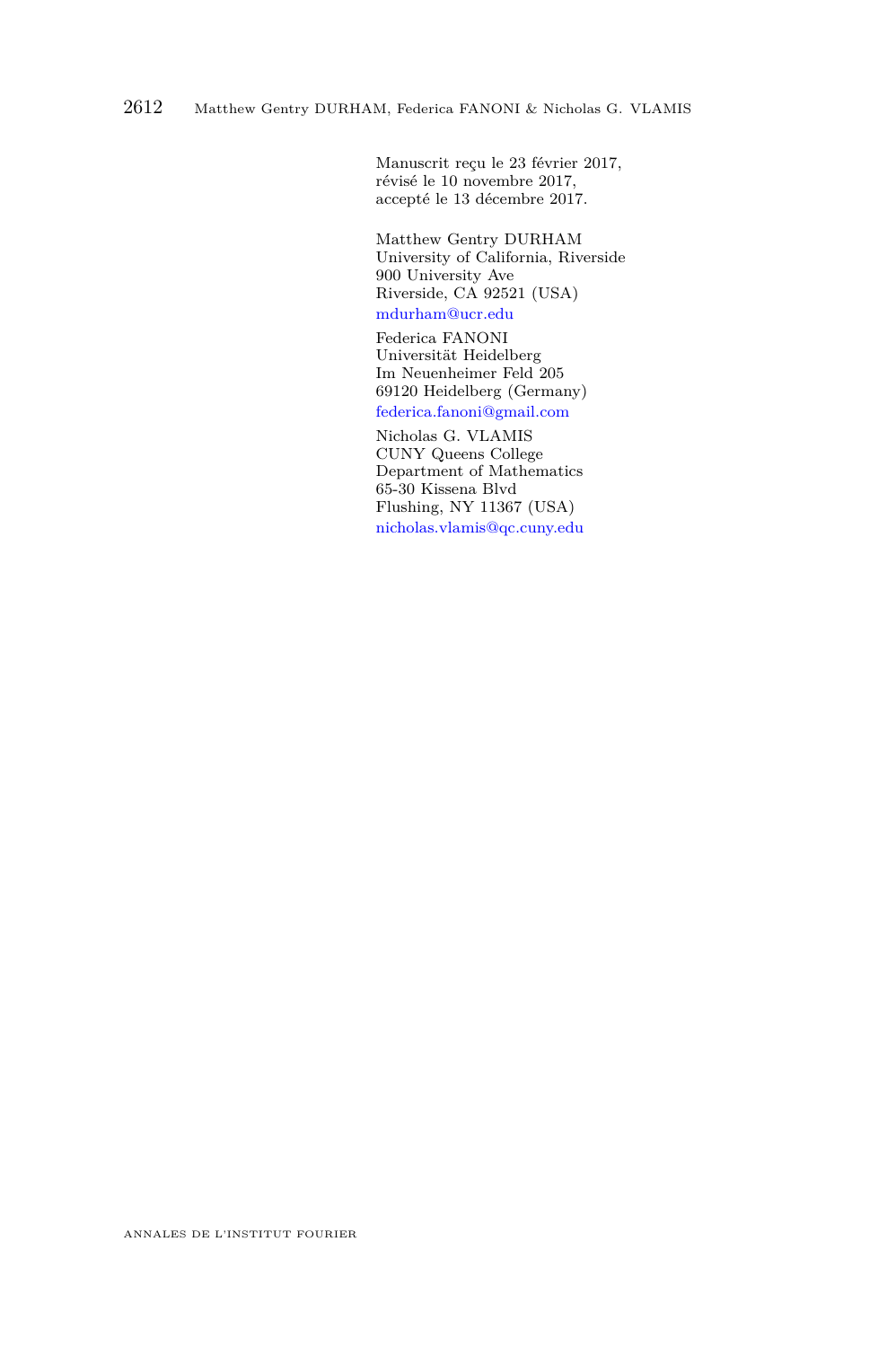Manuscrit reçu le 23 février 2017,
révisé le 10 novembre 2017,
accepté le 13 décembre 2017.

Matthew Gentry DURHAM
University of California, Riverside
900 University Ave
Riverside, CA 92521 (USA)
mdurham@ucr.edu

Federica FANONI
Universität Heidelberg
Im Neuenheimer Feld 205
69120 Heidelberg (Germany)
federica.fanoni@gmail.com

Nicholas G. VLAMIS
CUNY Queens College
Department of Mathematics
65-30 Kissena Blvd
Flushing, NY 11367 (USA)
nicholas.vlamis@qc.cuny.edu